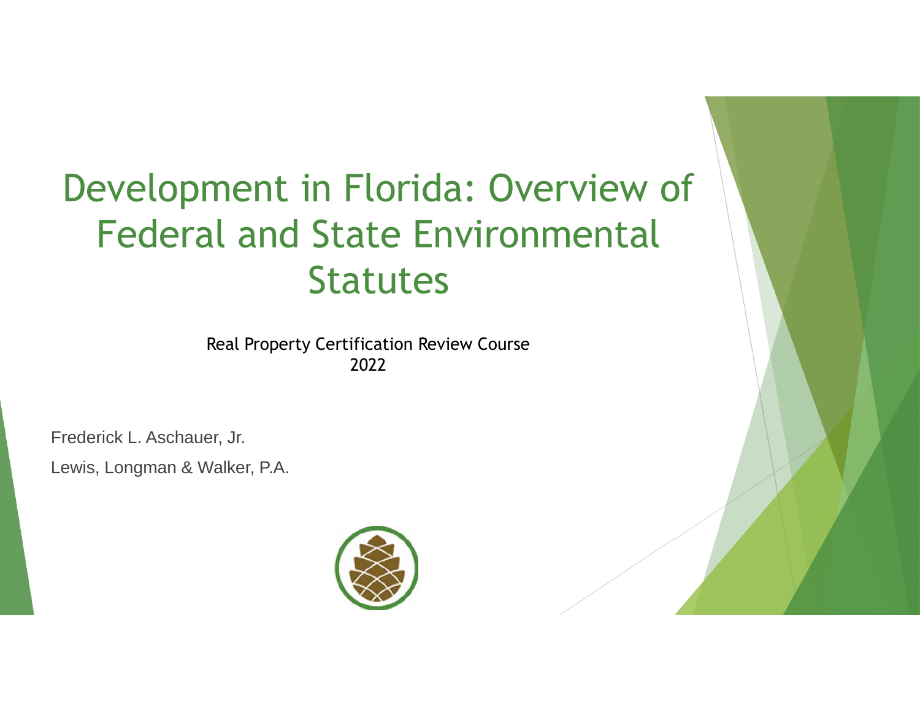# Development in Florida: Overview of Federal and State Environmental Statutes

Real Property Certification Review Course
2022

Frederick L. Aschauer, Jr.

Lewis, Longman & Walker, P.A.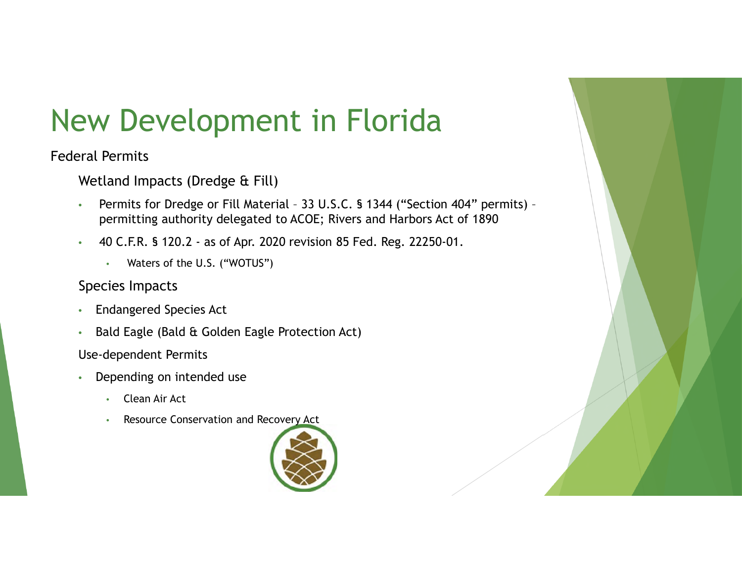# New Development in Florida

Federal Permits

Wetland Impacts (Dredge & Fill)

- Permits for Dredge or Fill Material – 33 U.S.C. § 1344 ("Section 404" permits) – permitting authority delegated to ACOE; Rivers and Harbors Act of 1890
- 40 C.F.R. § 120.2 - as of Apr. 2020 revision 85 Fed. Reg. 22250-01.
    - Waters of the U.S. ("WOTUS")

Species Impacts

- Endangered Species Act
- Bald Eagle (Bald & Golden Eagle Protection Act)

Use-dependent Permits

- Depending on intended use
    - Clean Air Act
    - Resource Conservation and Recovery Act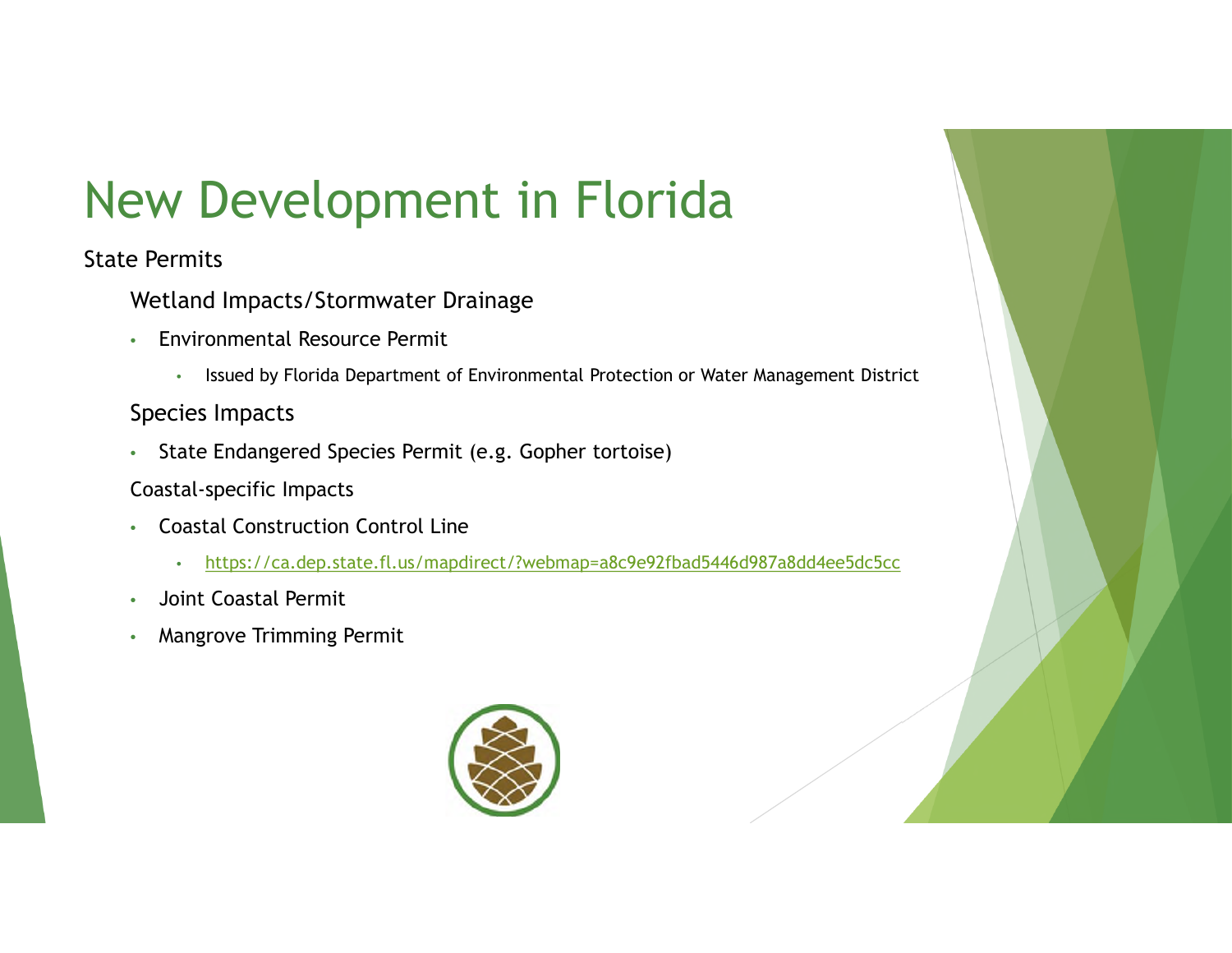# New Development in Florida

State Permits

Wetland Impacts/Stormwater Drainage

- Environmental Resource Permit
  - Issued by Florida Department of Environmental Protection or Water Management District

Species Impacts

- State Endangered Species Permit (e.g. Gopher tortoise)

Coastal-specific Impacts

- Coastal Construction Control Line
  - https://ca.dep.state.fl.us/mapdirect/?webmap=a8c9e92fbad5446d987a8dd4ee5dc5cc
- Joint Coastal Permit
- Mangrove Trimming Permit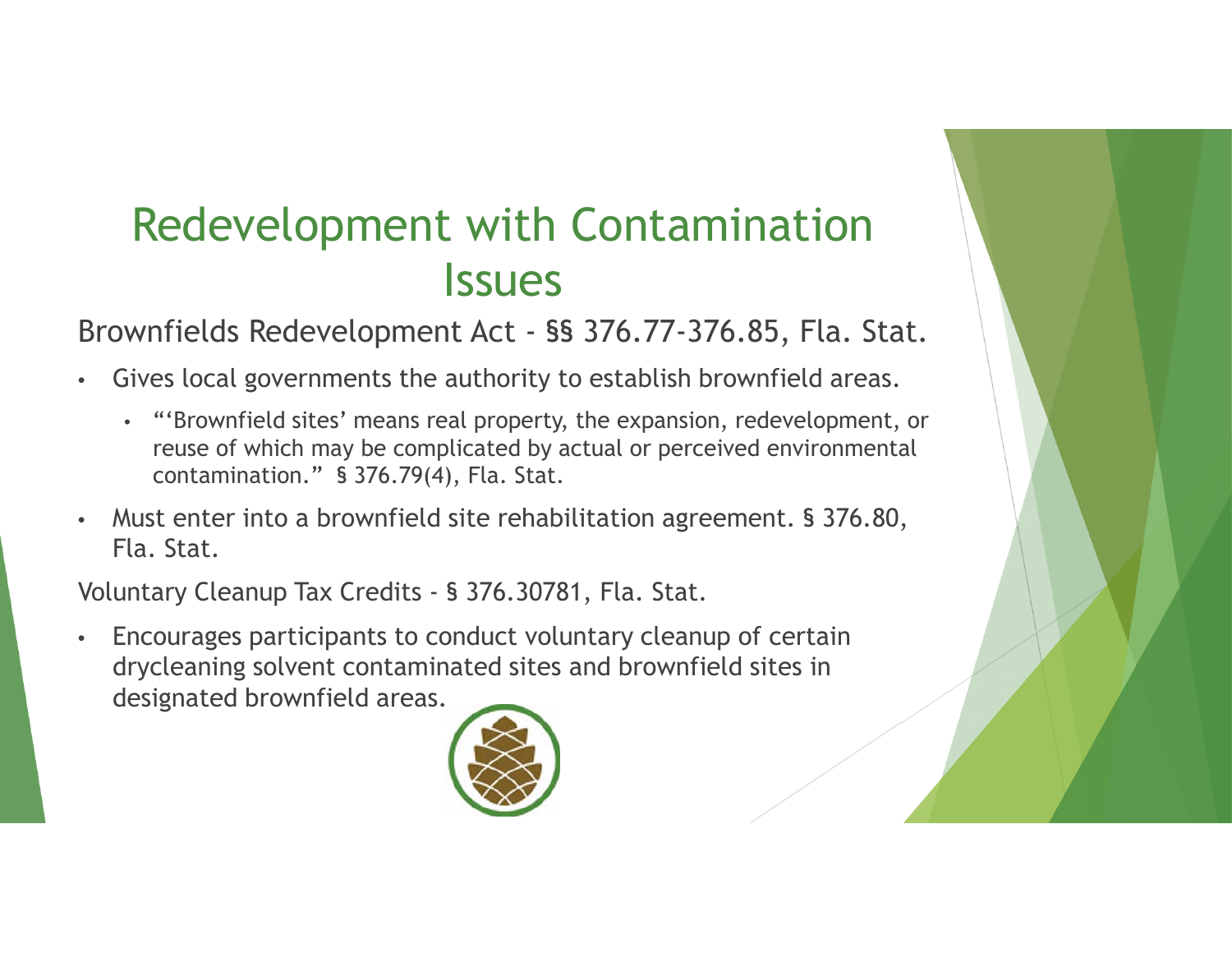# Redevelopment with Contamination Issues

Brownfields Redevelopment Act - §§ 376.77-376.85, Fla. Stat.

- Gives local governments the authority to establish brownfield areas.
  - "'Brownfield sites' means real property, the expansion, redevelopment, or reuse of which may be complicated by actual or perceived environmental contamination." § 376.79(4), Fla. Stat.
- Must enter into a brownfield site rehabilitation agreement. § 376.80, Fla. Stat.

Voluntary Cleanup Tax Credits - § 376.30781, Fla. Stat.

- Encourages participants to conduct voluntary cleanup of certain drycleaning solvent contaminated sites and brownfield sites in designated brownfield areas.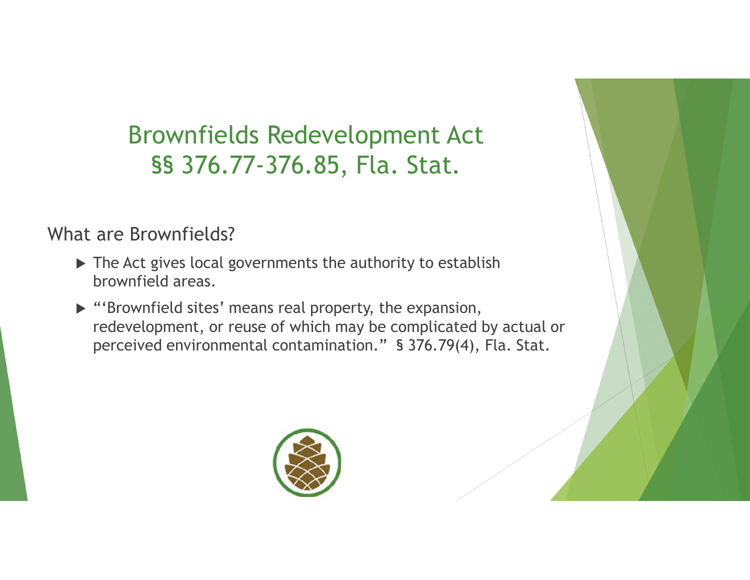# Brownfields Redevelopment Act §§ 376.77-376.85, Fla. Stat.

What are Brownfields?

- The Act gives local governments the authority to establish brownfield areas.
- "'Brownfield sites' means real property, the expansion, redevelopment, or reuse of which may be complicated by actual or perceived environmental contamination." § 376.79(4), Fla. Stat.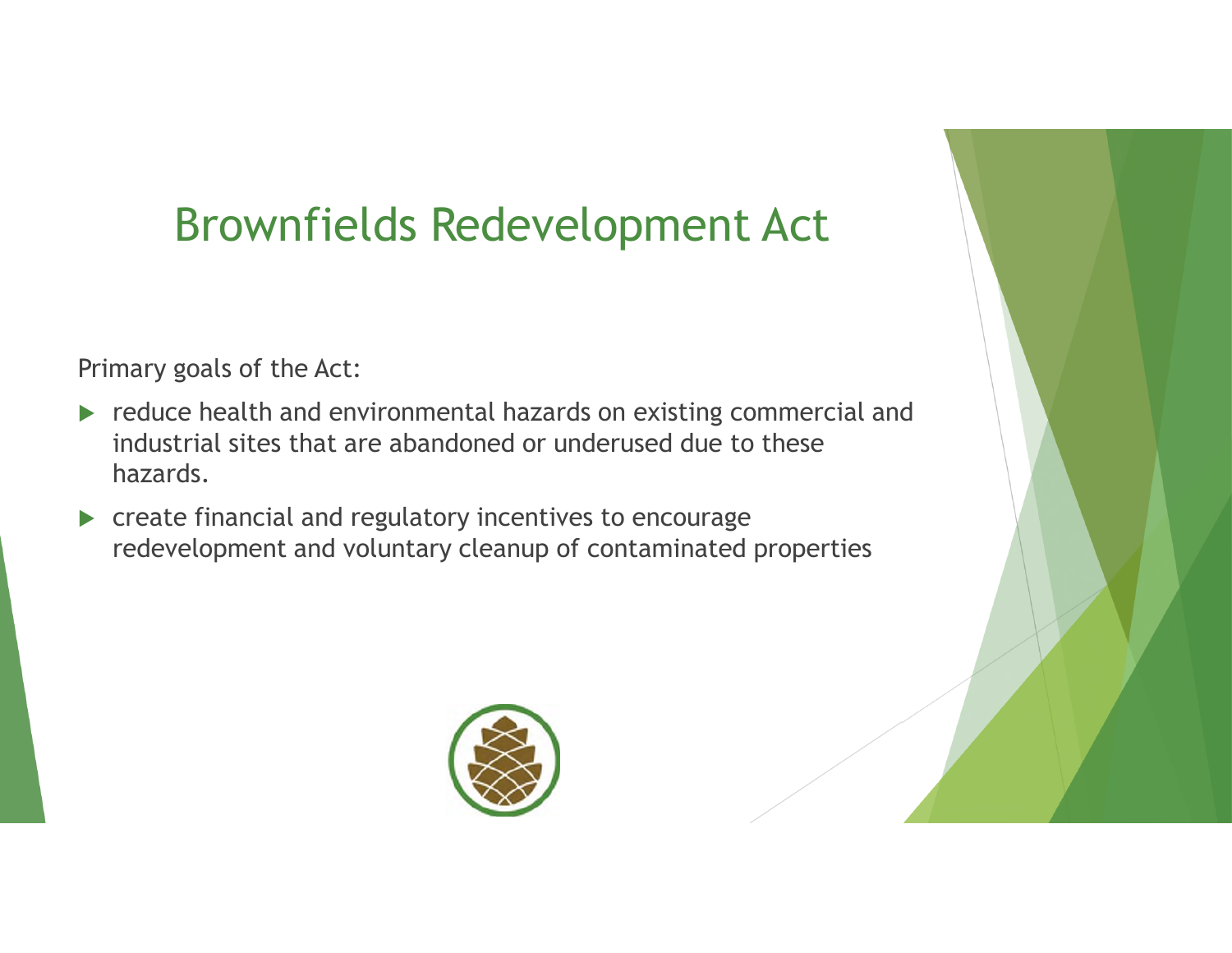# Brownfields Redevelopment Act

Primary goals of the Act:

- reduce health and environmental hazards on existing commercial and industrial sites that are abandoned or underused due to these hazards.
- create financial and regulatory incentives to encourage redevelopment and voluntary cleanup of contaminated properties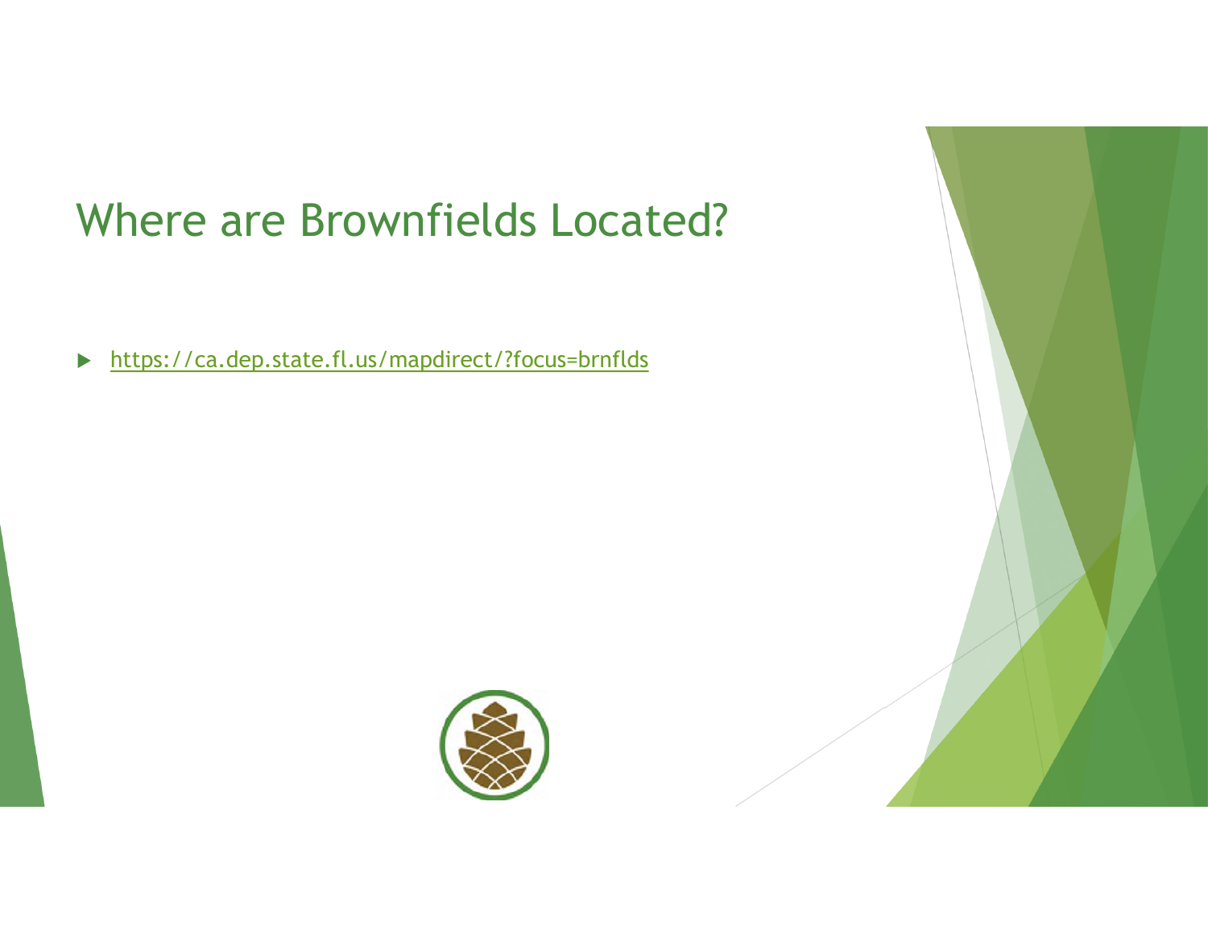# Where are Brownfields Located?

- https://ca.dep.state.fl.us/mapdirect/?focus=brnflds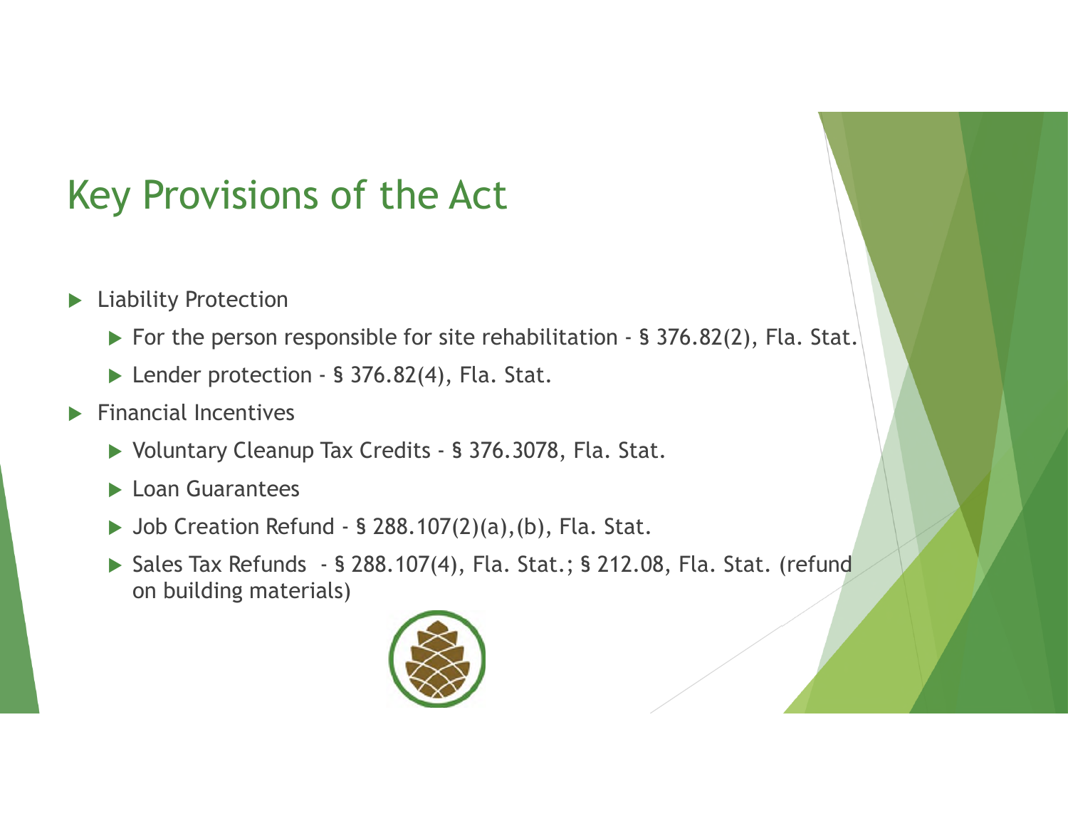# Key Provisions of the Act

- Liability Protection
  - For the person responsible for site rehabilitation - § 376.82(2), Fla. Stat.
  - Lender protection - § 376.82(4), Fla. Stat.
- Financial Incentives
  - Voluntary Cleanup Tax Credits - § 376.3078, Fla. Stat.
  - Loan Guarantees
  - Job Creation Refund - § 288.107(2)(a),(b), Fla. Stat.
  - Sales Tax Refunds - § 288.107(4), Fla. Stat.; § 212.08, Fla. Stat. (refund on building materials)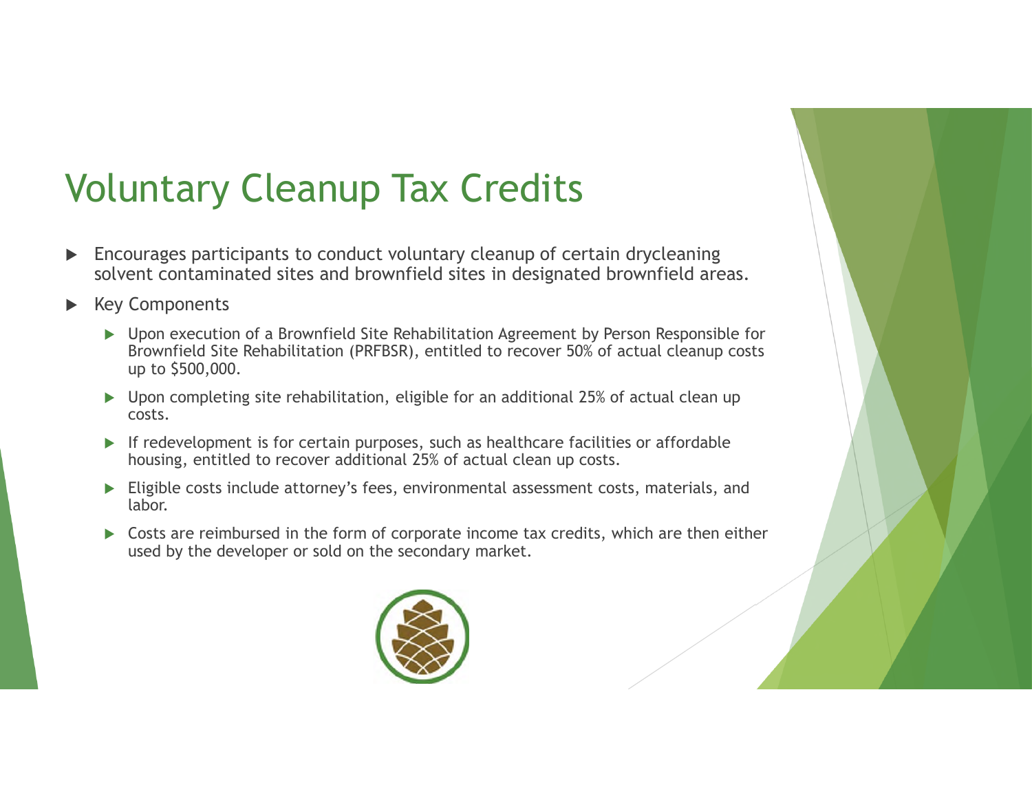# Voluntary Cleanup Tax Credits

- Encourages participants to conduct voluntary cleanup of certain drycleaning solvent contaminated sites and brownfield sites in designated brownfield areas.
- Key Components
  - Upon execution of a Brownfield Site Rehabilitation Agreement by Person Responsible for Brownfield Site Rehabilitation (PRFBSR), entitled to recover 50% of actual cleanup costs up to $500,000.
  - Upon completing site rehabilitation, eligible for an additional 25% of actual clean up costs.
  - If redevelopment is for certain purposes, such as healthcare facilities or affordable housing, entitled to recover additional 25% of actual clean up costs.
  - Eligible costs include attorney's fees, environmental assessment costs, materials, and labor.
  - Costs are reimbursed in the form of corporate income tax credits, which are then either used by the developer or sold on the secondary market.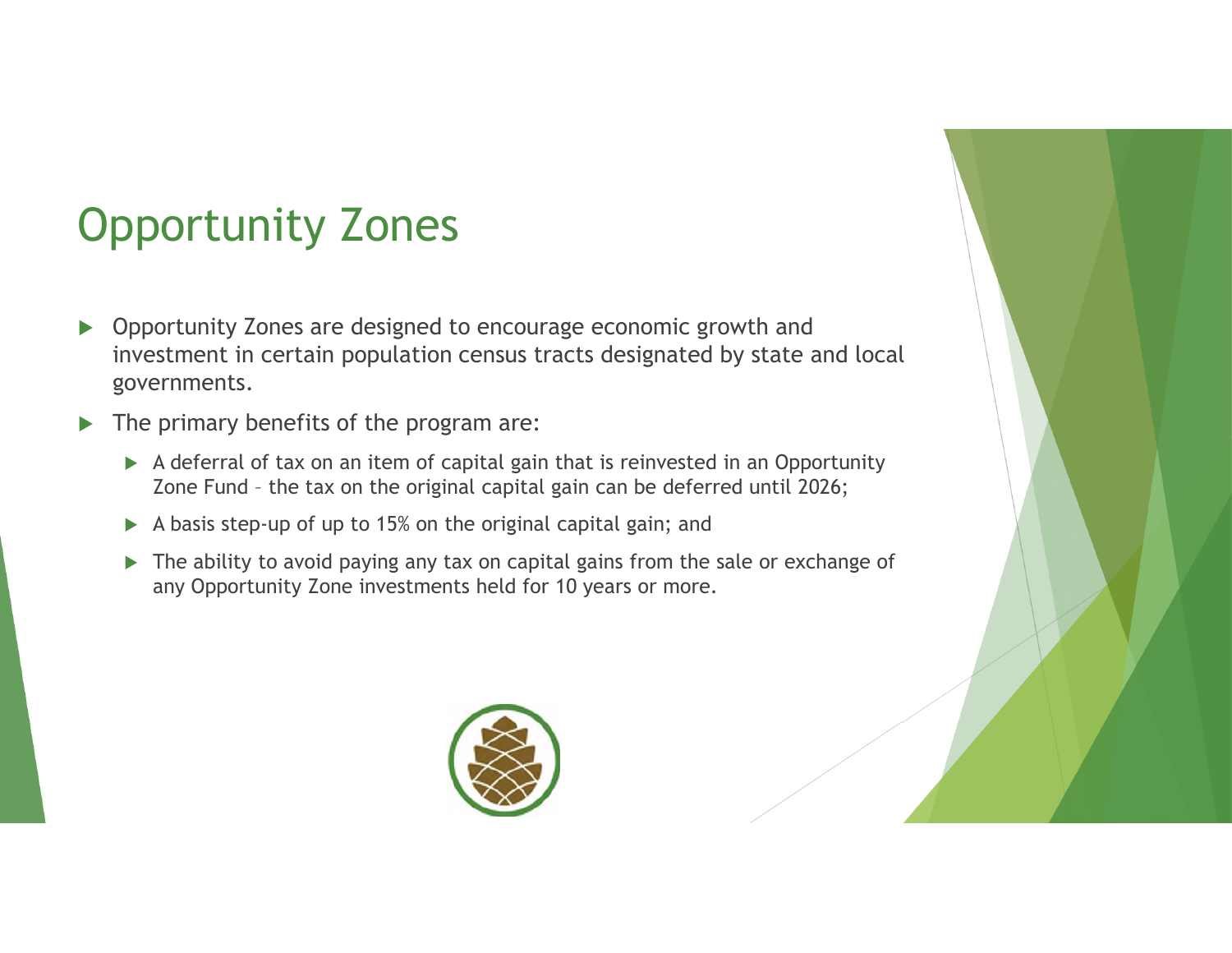# Opportunity Zones

- Opportunity Zones are designed to encourage economic growth and investment in certain population census tracts designated by state and local governments.
- The primary benefits of the program are:
  - A deferral of tax on an item of capital gain that is reinvested in an Opportunity Zone Fund – the tax on the original capital gain can be deferred until 2026;
  - A basis step-up of up to 15% on the original capital gain; and
  - The ability to avoid paying any tax on capital gains from the sale or exchange of any Opportunity Zone investments held for 10 years or more.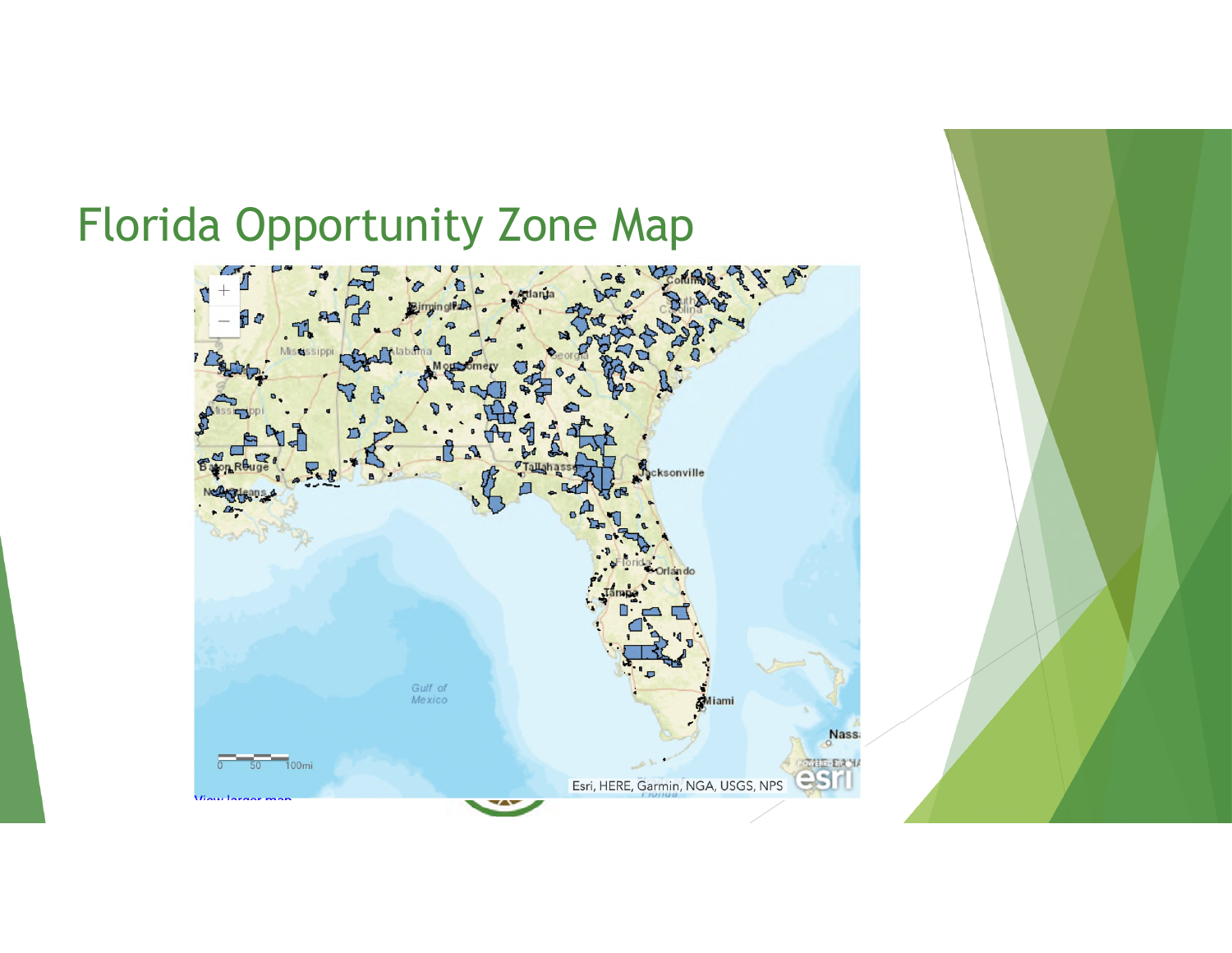# Florida Opportunity Zone Map

View larger map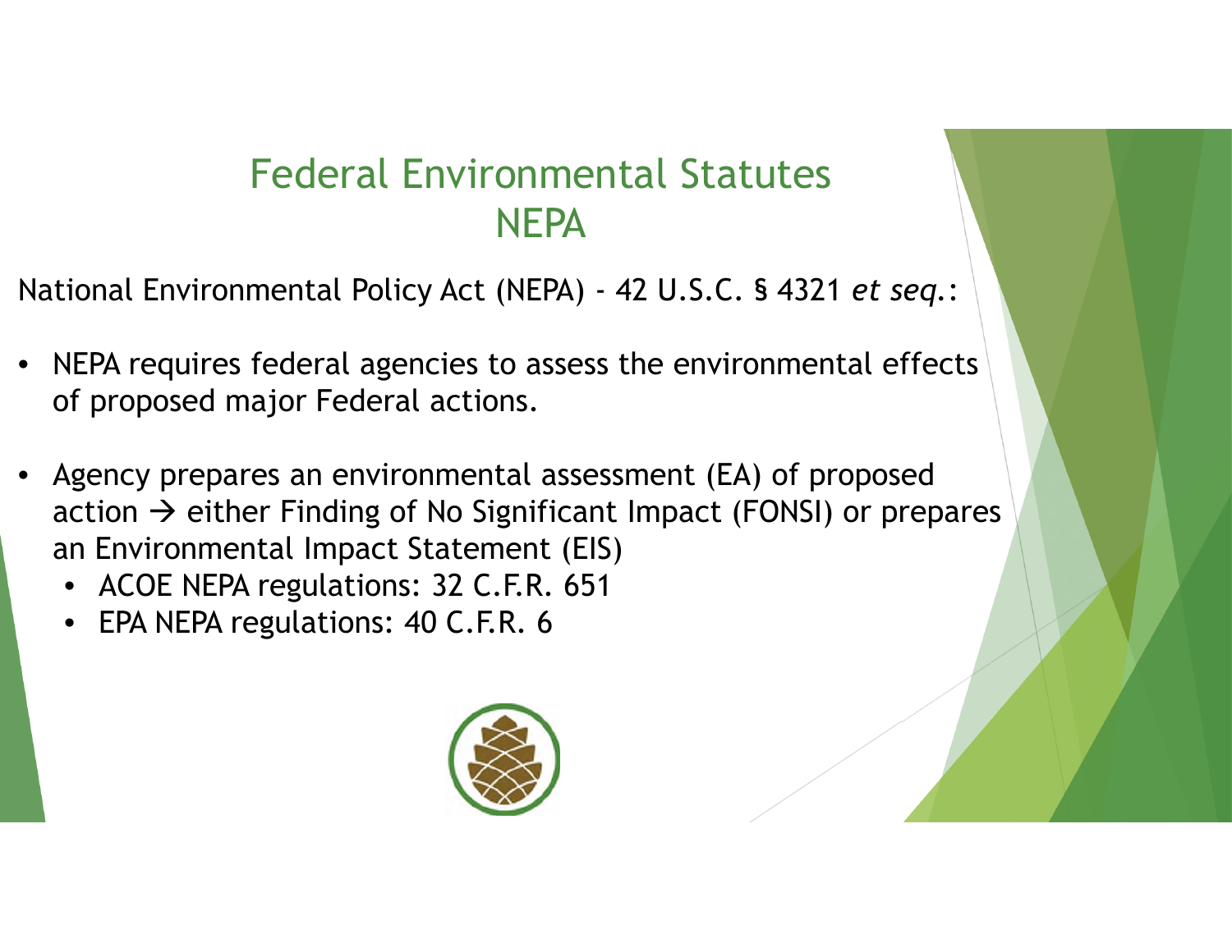# Federal Environmental Statutes
## NEPA

National Environmental Policy Act (NEPA) - 42 U.S.C. § 4321 *et seq.*:

- NEPA requires federal agencies to assess the environmental effects of proposed major Federal actions.
- Agency prepares an environmental assessment (EA) of proposed action → either Finding of No Significant Impact (FONSI) or prepares an Environmental Impact Statement (EIS)
  - ACOE NEPA regulations: 32 C.F.R. 651
  - EPA NEPA regulations: 40 C.F.R. 6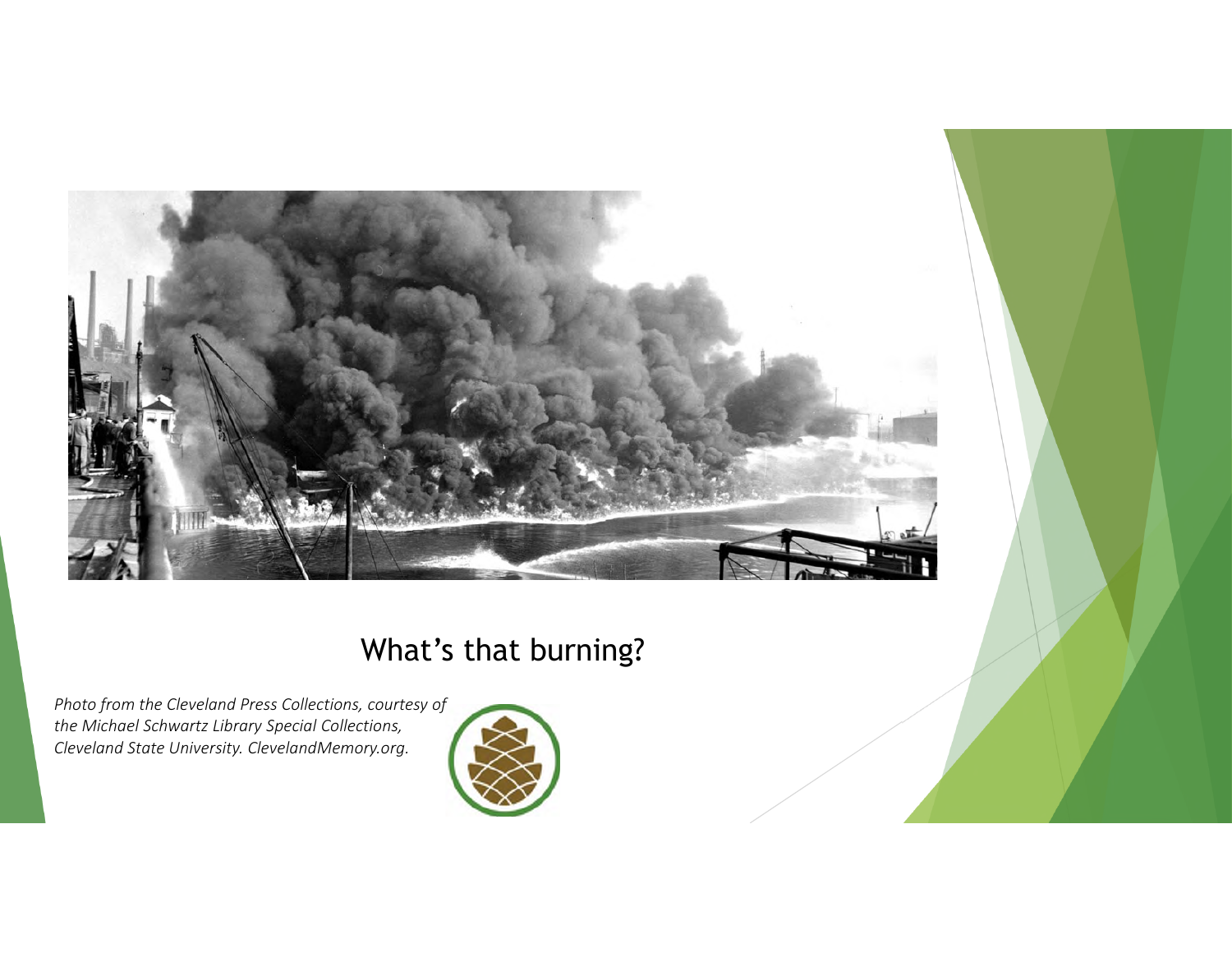What's that burning?

*Photo from the Cleveland Press Collections, courtesy of the Michael Schwartz Library Special Collections, Cleveland State University. ClevelandMemory.org.*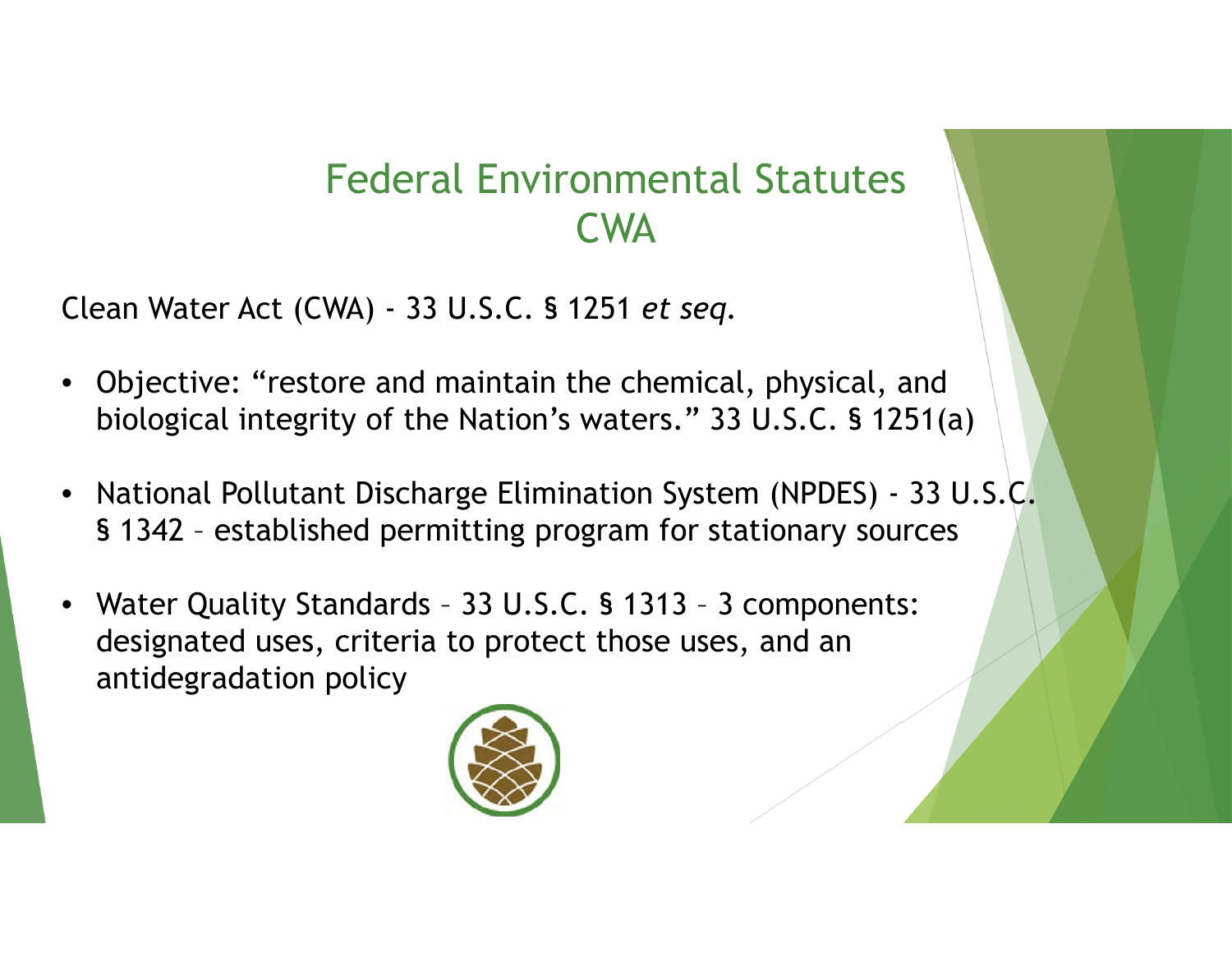# Federal Environmental Statutes
## CWA

Clean Water Act (CWA) - 33 U.S.C. § 1251 *et seq.*

- Objective: "restore and maintain the chemical, physical, and biological integrity of the Nation's waters." 33 U.S.C. § 1251(a)
- National Pollutant Discharge Elimination System (NPDES) - 33 U.S.C. § 1342 – established permitting program for stationary sources
- Water Quality Standards – 33 U.S.C. § 1313 – 3 components: designated uses, criteria to protect those uses, and an antidegradation policy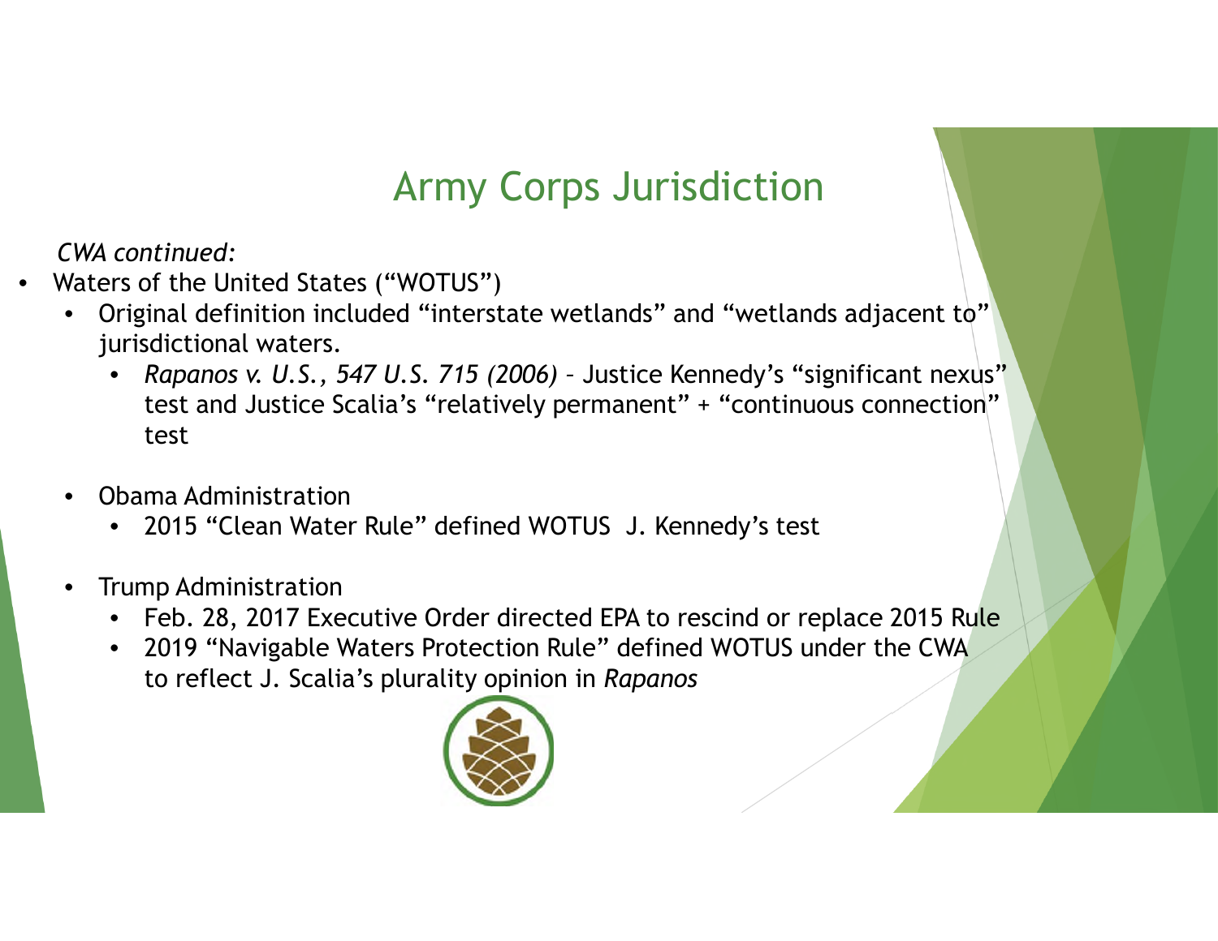# Army Corps Jurisdiction

*CWA continued:*

- Waters of the United States ("WOTUS")
  - Original definition included "interstate wetlands" and "wetlands adjacent to" jurisdictional waters.
    - *Rapanos v. U.S., 547 U.S. 715 (2006)* – Justice Kennedy's "significant nexus" test and Justice Scalia's "relatively permanent" + "continuous connection" test
  - Obama Administration
    - 2015 "Clean Water Rule" defined WOTUS J. Kennedy's test
  - Trump Administration
    - Feb. 28, 2017 Executive Order directed EPA to rescind or replace 2015 Rule
    - 2019 "Navigable Waters Protection Rule" defined WOTUS under the CWA to reflect J. Scalia's plurality opinion in *Rapanos*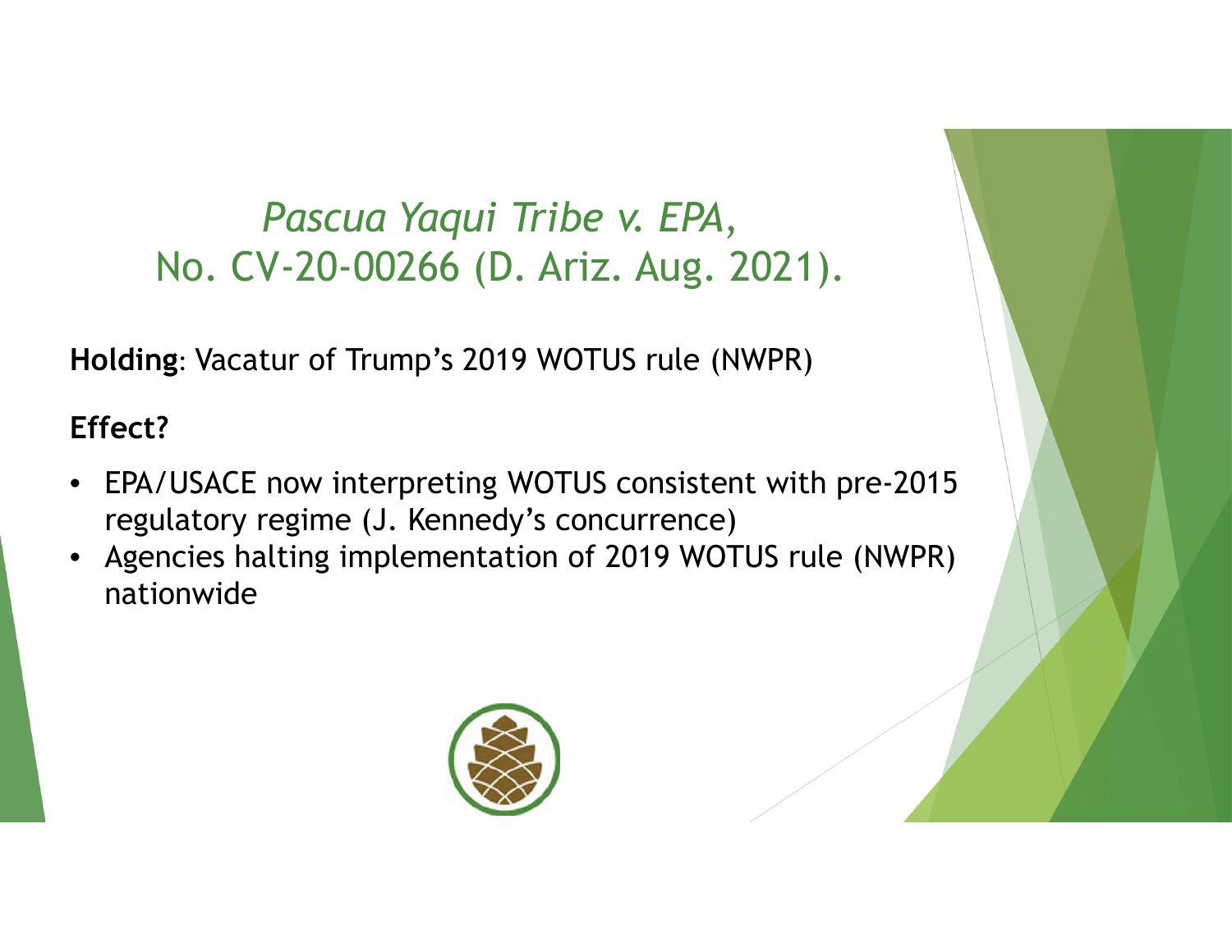# *Pascua Yaqui Tribe v. EPA*, No. CV-20-00266 (D. Ariz. Aug. 2021).

**Holding**: Vacatur of Trump's 2019 WOTUS rule (NWPR)

**Effect?**

- EPA/USACE now interpreting WOTUS consistent with pre-2015 regulatory regime (J. Kennedy's concurrence)
- Agencies halting implementation of 2019 WOTUS rule (NWPR) nationwide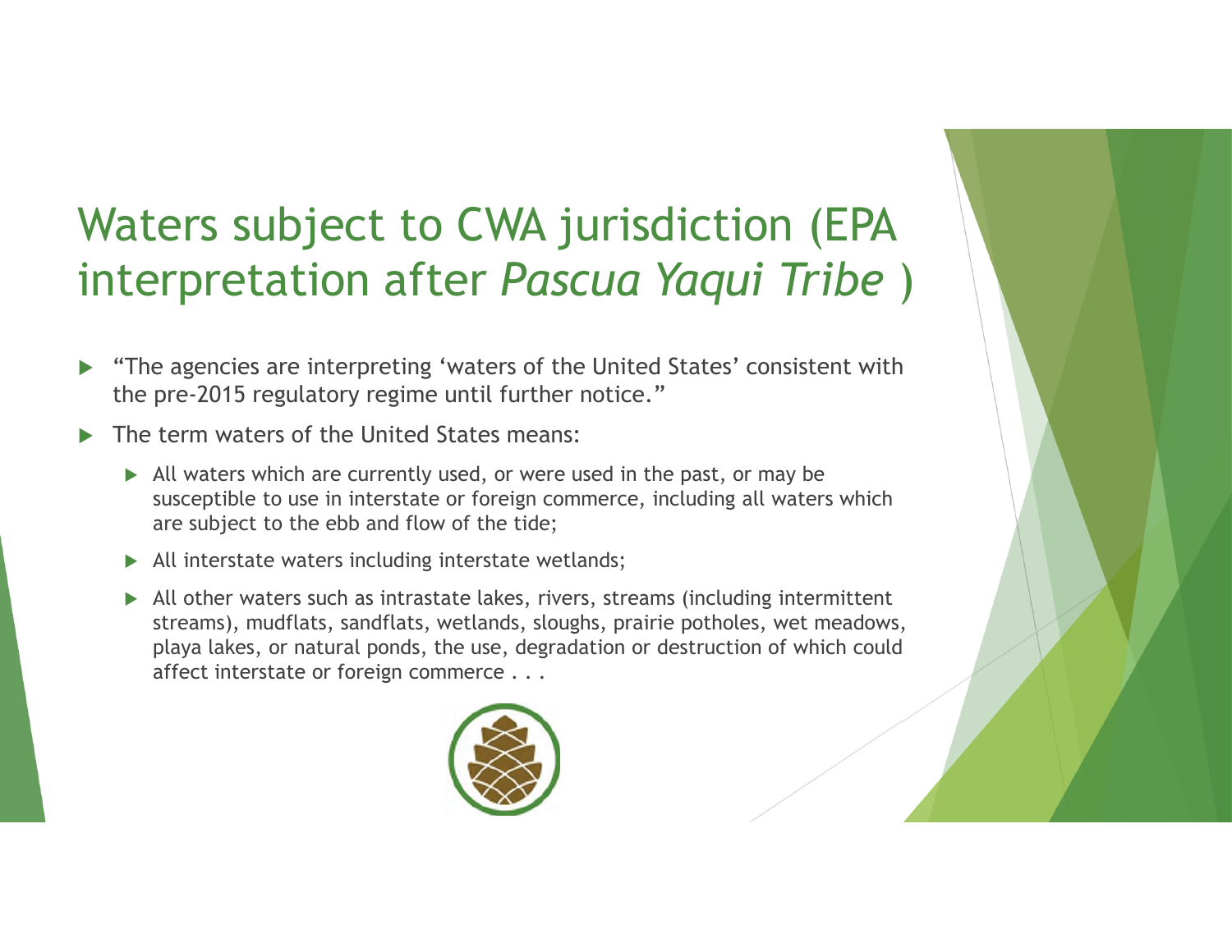# Waters subject to CWA jurisdiction (EPA interpretation after *Pascua Yaqui Tribe* )

- "The agencies are interpreting 'waters of the United States' consistent with the pre-2015 regulatory regime until further notice."
- The term waters of the United States means:
  - All waters which are currently used, or were used in the past, or may be susceptible to use in interstate or foreign commerce, including all waters which are subject to the ebb and flow of the tide;
  - All interstate waters including interstate wetlands;
  - All other waters such as intrastate lakes, rivers, streams (including intermittent streams), mudflats, sandflats, wetlands, sloughs, prairie potholes, wet meadows, playa lakes, or natural ponds, the use, degradation or destruction of which could affect interstate or foreign commerce . . .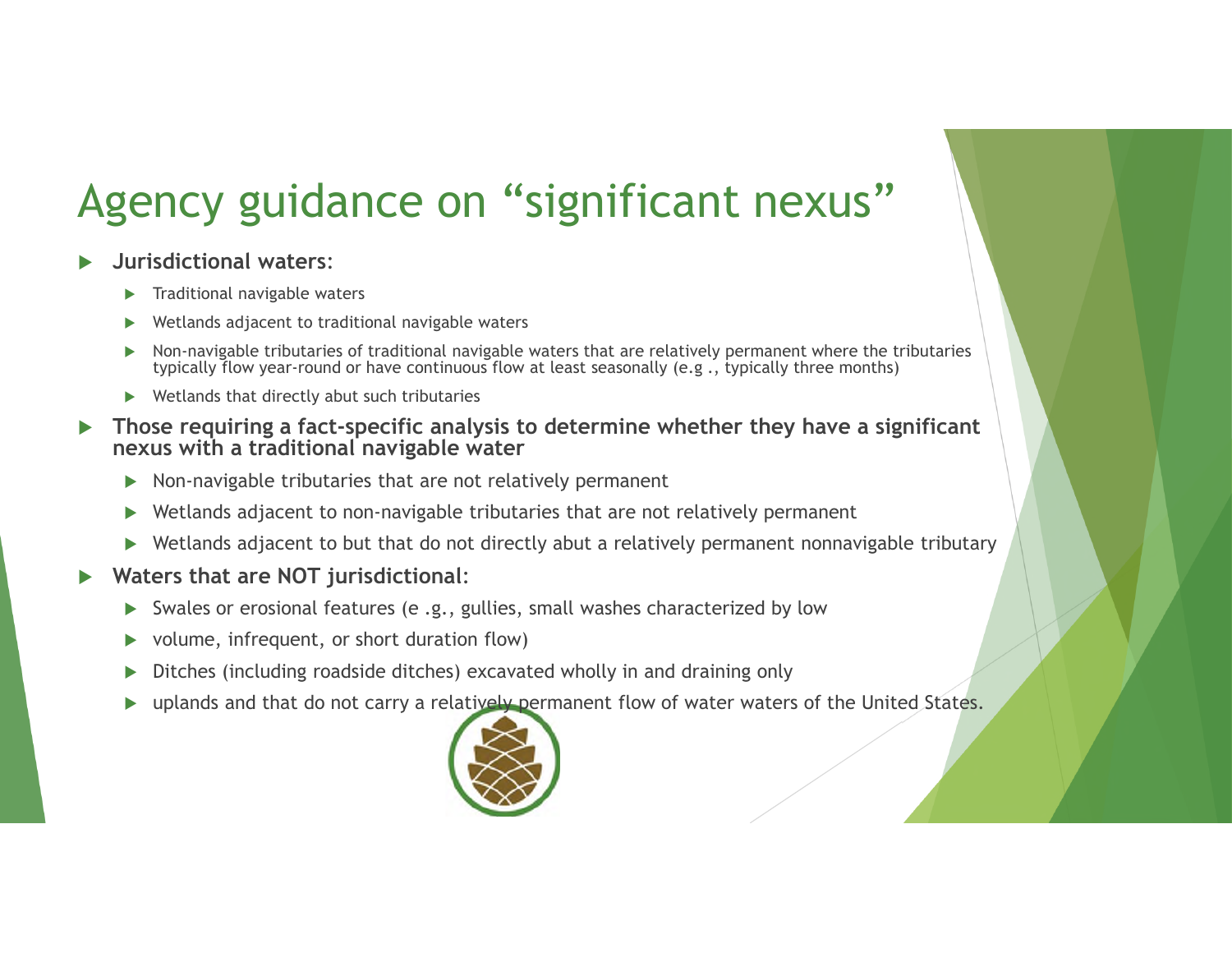# Agency guidance on “significant nexus”

- **Jurisdictional waters**:
  - Traditional navigable waters
  - Wetlands adjacent to traditional navigable waters
  - Non-navigable tributaries of traditional navigable waters that are relatively permanent where the tributaries typically flow year-round or have continuous flow at least seasonally (e.g ., typically three months)
  - Wetlands that directly abut such tributaries
- **Those requiring a fact-specific analysis to determine whether they have a significant nexus with a traditional navigable water**
  - Non-navigable tributaries that are not relatively permanent
  - Wetlands adjacent to non-navigable tributaries that are not relatively permanent
  - Wetlands adjacent to but that do not directly abut a relatively permanent nonnavigable tributary
- **Waters that are NOT jurisdictional**:
  - Swales or erosional features (e .g., gullies, small washes characterized by low
  - volume, infrequent, or short duration flow)
  - Ditches (including roadside ditches) excavated wholly in and draining only
  - uplands and that do not carry a relatively permanent flow of water waters of the United States.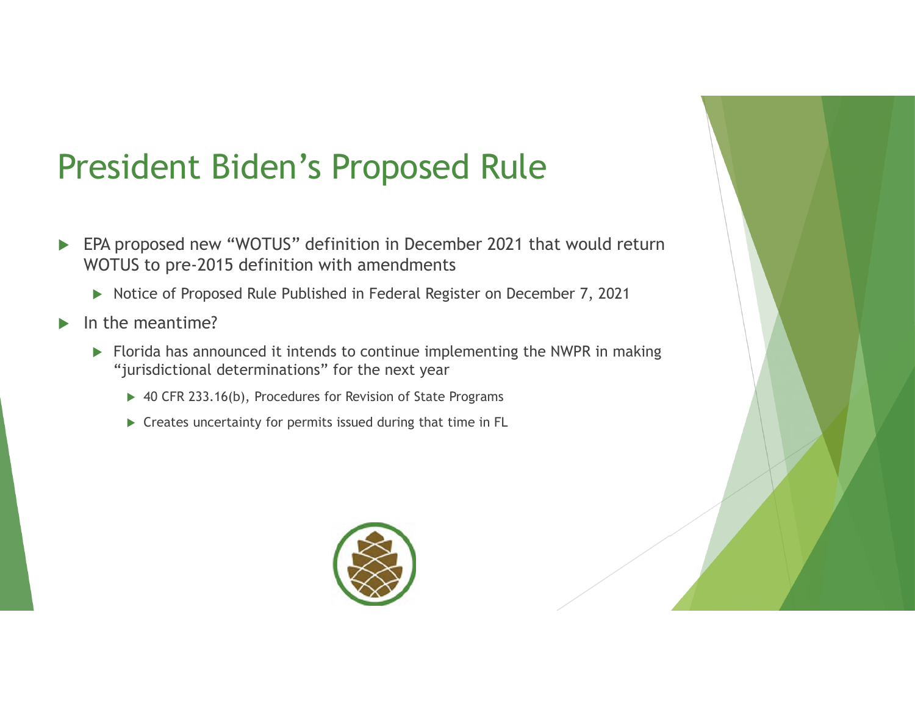# President Biden's Proposed Rule

- EPA proposed new "WOTUS" definition in December 2021 that would return WOTUS to pre-2015 definition with amendments
  - Notice of Proposed Rule Published in Federal Register on December 7, 2021
- In the meantime?
  - Florida has announced it intends to continue implementing the NWPR in making "jurisdictional determinations" for the next year
    - 40 CFR 233.16(b), Procedures for Revision of State Programs
    - Creates uncertainty for permits issued during that time in FL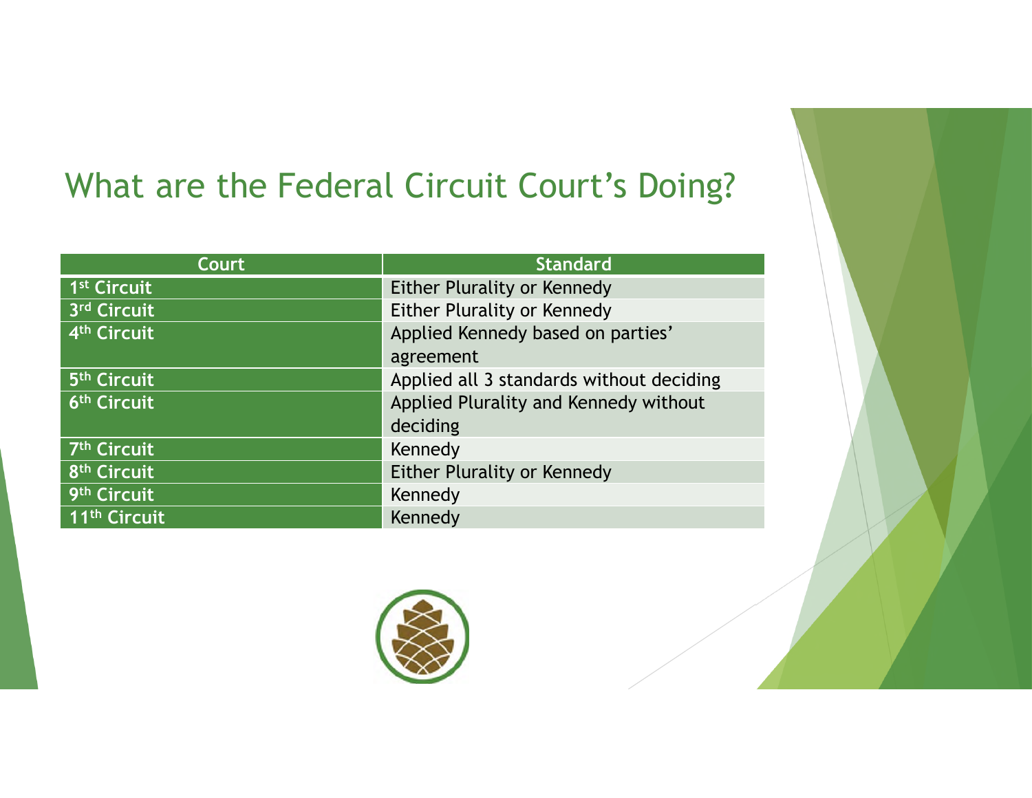# What are the Federal Circuit Court's Doing?

| Court | Standard |
|---|---|
| 1st Circuit | Either Plurality or Kennedy |
| 3rd Circuit | Either Plurality or Kennedy |
| 4th Circuit | Applied Kennedy based on parties' agreement |
| 5th Circuit | Applied all 3 standards without deciding |
| 6th Circuit | Applied Plurality and Kennedy without deciding |
| 7th Circuit | Kennedy |
| 8th Circuit | Either Plurality or Kennedy |
| 9th Circuit | Kennedy |
| 11th Circuit | Kennedy |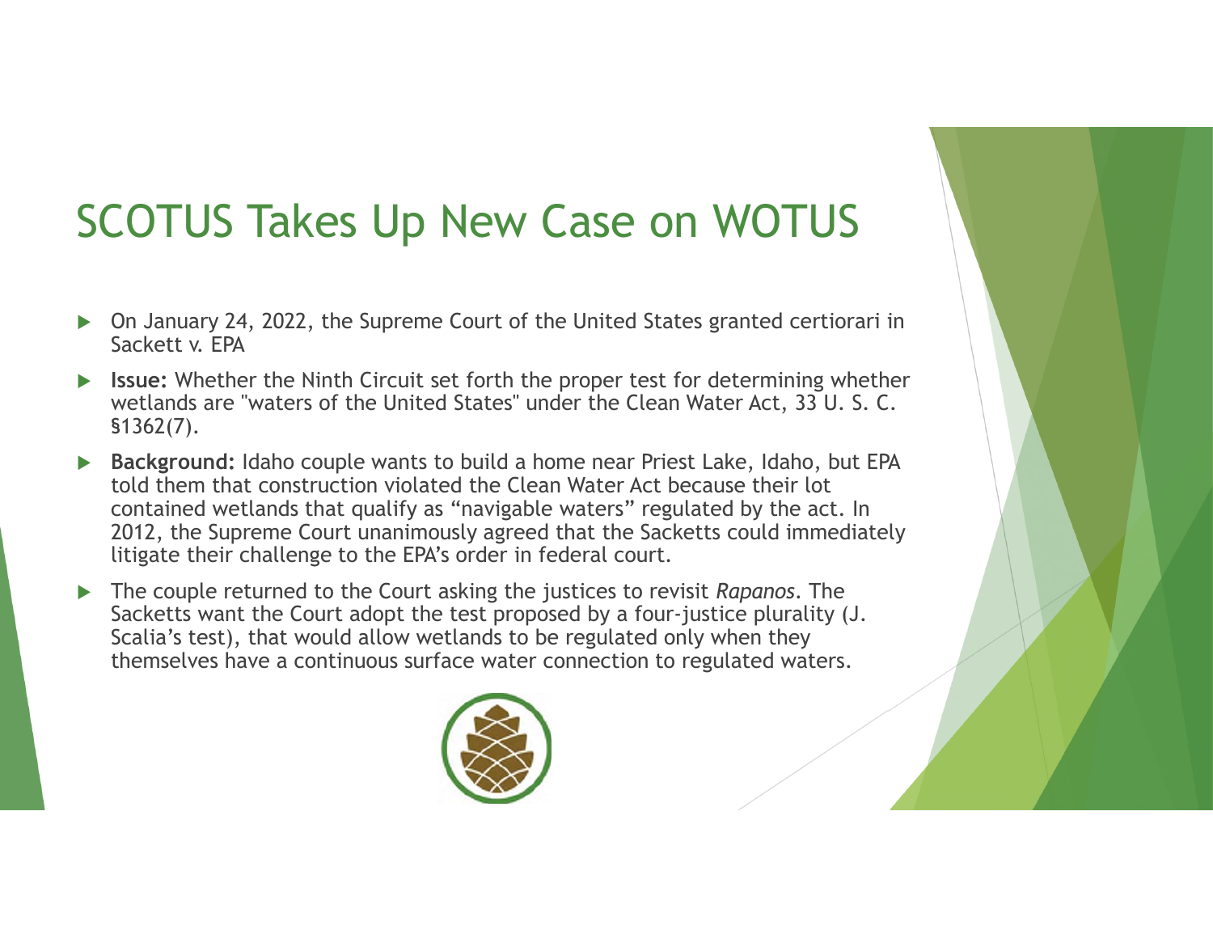# SCOTUS Takes Up New Case on WOTUS

- On January 24, 2022, the Supreme Court of the United States granted certiorari in Sackett v. EPA
- **Issue:** Whether the Ninth Circuit set forth the proper test for determining whether wetlands are "waters of the United States" under the Clean Water Act, 33 U. S. C. §1362(7).
- **Background:** Idaho couple wants to build a home near Priest Lake, Idaho, but EPA told them that construction violated the Clean Water Act because their lot contained wetlands that qualify as "navigable waters" regulated by the act. In 2012, the Supreme Court unanimously agreed that the Sacketts could immediately litigate their challenge to the EPA's order in federal court.
- The couple returned to the Court asking the justices to revisit *Rapanos*. The Sacketts want the Court adopt the test proposed by a four-justice plurality (J. Scalia's test), that would allow wetlands to be regulated only when they themselves have a continuous surface water connection to regulated waters.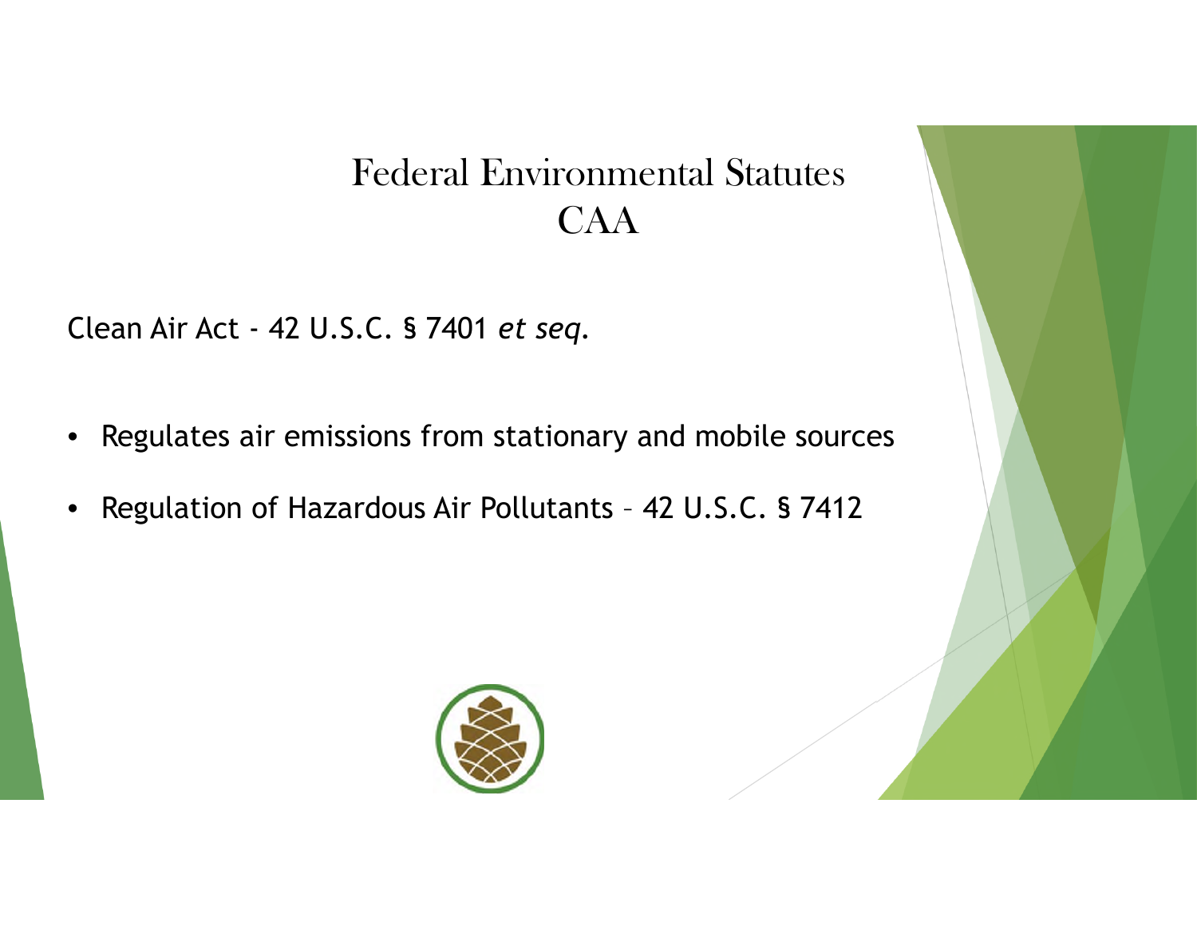# Federal Environmental Statutes
# CAA

Clean Air Act - 42 U.S.C. § 7401 *et seq.*

- Regulates air emissions from stationary and mobile sources
- Regulation of Hazardous Air Pollutants – 42 U.S.C. § 7412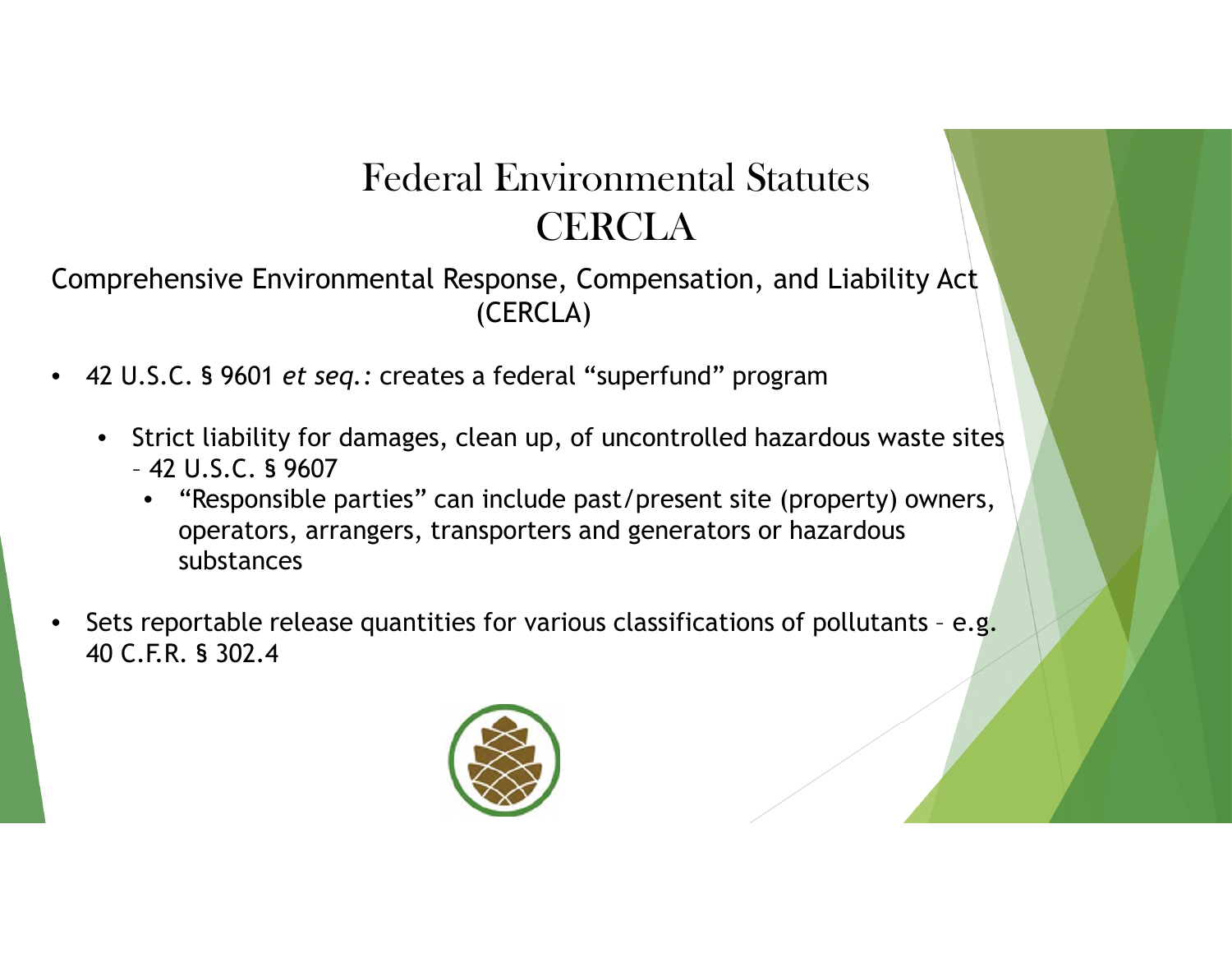# Federal Environmental Statutes
# CERCLA

Comprehensive Environmental Response, Compensation, and Liability Act (CERCLA)

- 42 U.S.C. § 9601 *et seq.:* creates a federal "superfund" program
  - Strict liability for damages, clean up, of uncontrolled hazardous waste sites – 42 U.S.C. § 9607
    - "Responsible parties" can include past/present site (property) owners, operators, arrangers, transporters and generators or hazardous substances
- Sets reportable release quantities for various classifications of pollutants – e.g. 40 C.F.R. § 302.4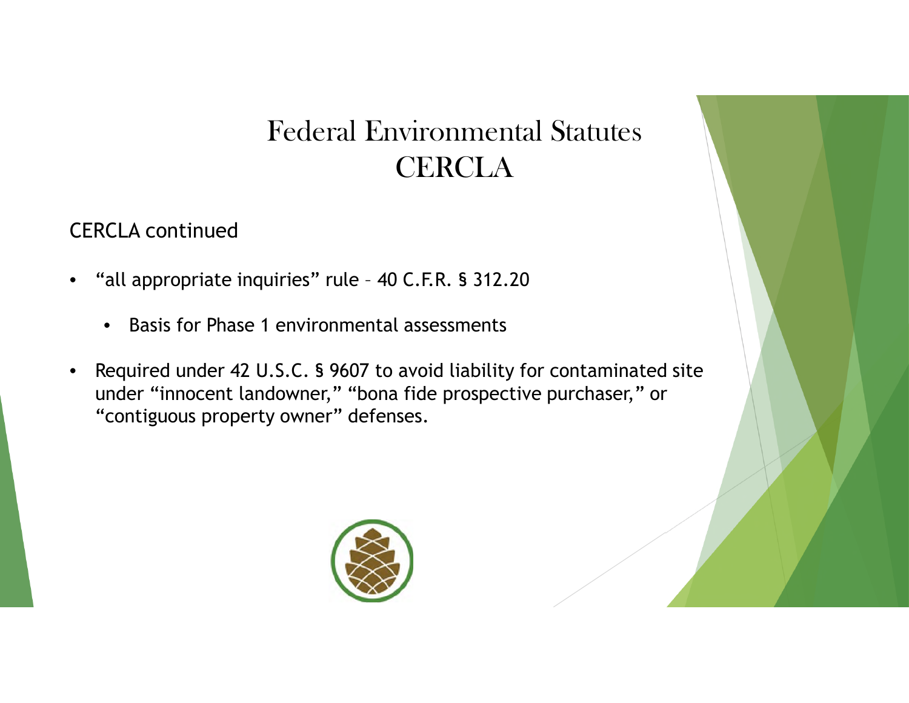# Federal Environmental Statutes
# CERCLA

CERCLA continued

- “all appropriate inquiries” rule – 40 C.F.R. § 312.20
  - Basis for Phase 1 environmental assessments
- Required under 42 U.S.C. § 9607 to avoid liability for contaminated site under “innocent landowner,” “bona fide prospective purchaser,” or “contiguous property owner” defenses.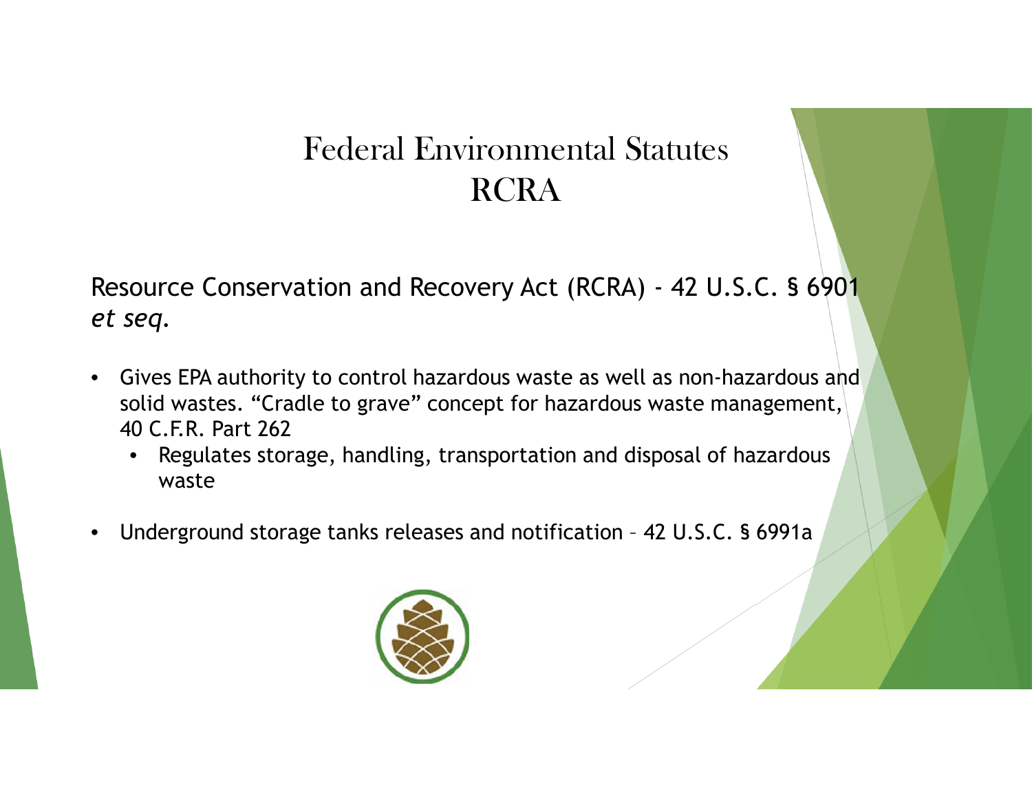# Federal Environmental Statutes
# RCRA

Resource Conservation and Recovery Act (RCRA) - 42 U.S.C. § 6901 *et seq.*

- Gives EPA authority to control hazardous waste as well as non-hazardous and solid wastes. "Cradle to grave" concept for hazardous waste management, 40 C.F.R. Part 262
  - Regulates storage, handling, transportation and disposal of hazardous waste
- Underground storage tanks releases and notification – 42 U.S.C. § 6991a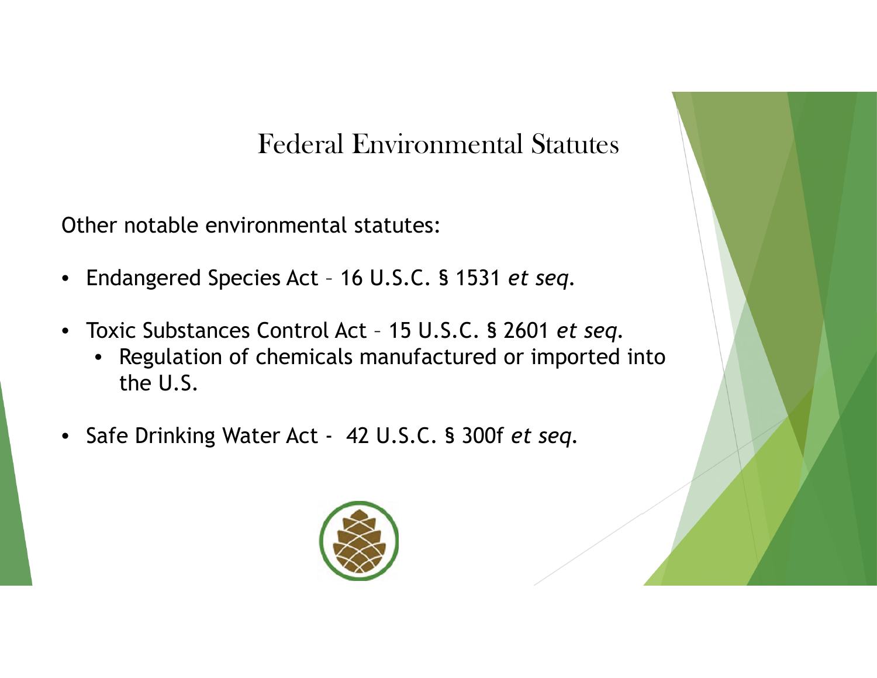# Federal Environmental Statutes

Other notable environmental statutes:

- Endangered Species Act – 16 U.S.C. § 1531 *et seq*.
- Toxic Substances Control Act – 15 U.S.C. § 2601 *et seq*.
  - Regulation of chemicals manufactured or imported into the U.S.
- Safe Drinking Water Act - 42 U.S.C. § 300f *et seq*.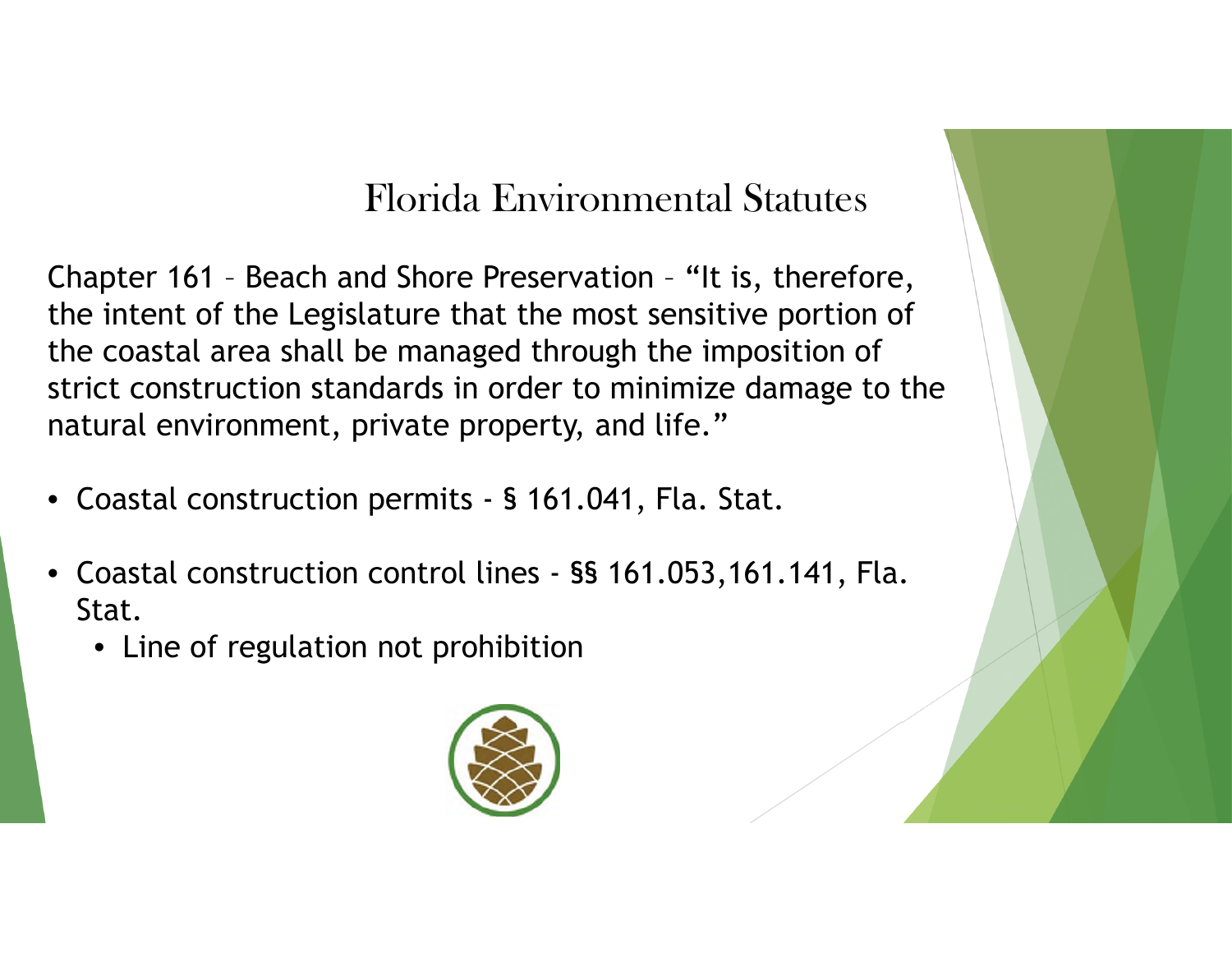# Florida Environmental Statutes

Chapter 161 – Beach and Shore Preservation – "It is, therefore, the intent of the Legislature that the most sensitive portion of the coastal area shall be managed through the imposition of strict construction standards in order to minimize damage to the natural environment, private property, and life."

- Coastal construction permits - § 161.041, Fla. Stat.
- Coastal construction control lines - §§ 161.053,161.141, Fla. Stat.
  - Line of regulation not prohibition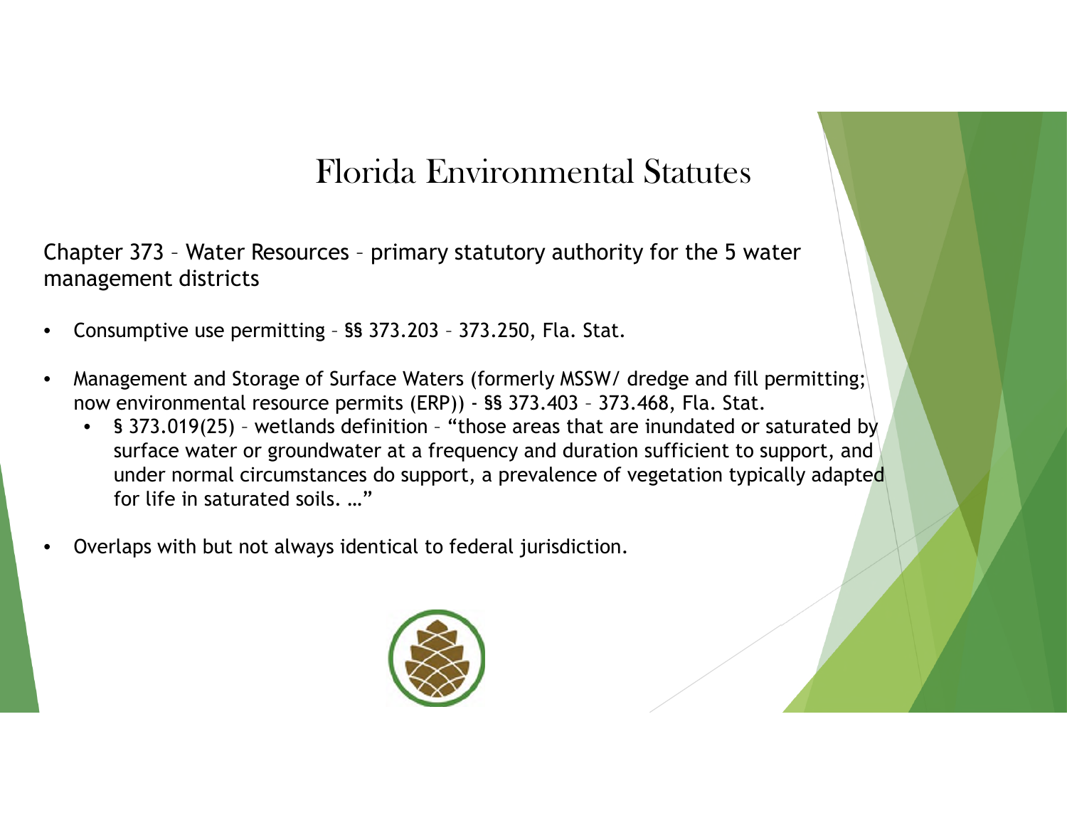# Florida Environmental Statutes

Chapter 373 – Water Resources – primary statutory authority for the 5 water management districts

- Consumptive use permitting – §§ 373.203 – 373.250, Fla. Stat.
- Management and Storage of Surface Waters (formerly MSSW/ dredge and fill permitting; now environmental resource permits (ERP)) - §§ 373.403 – 373.468, Fla. Stat.
  - § 373.019(25) – wetlands definition – "those areas that are inundated or saturated by surface water or groundwater at a frequency and duration sufficient to support, and under normal circumstances do support, a prevalence of vegetation typically adapted for life in saturated soils. …"
- Overlaps with but not always identical to federal jurisdiction.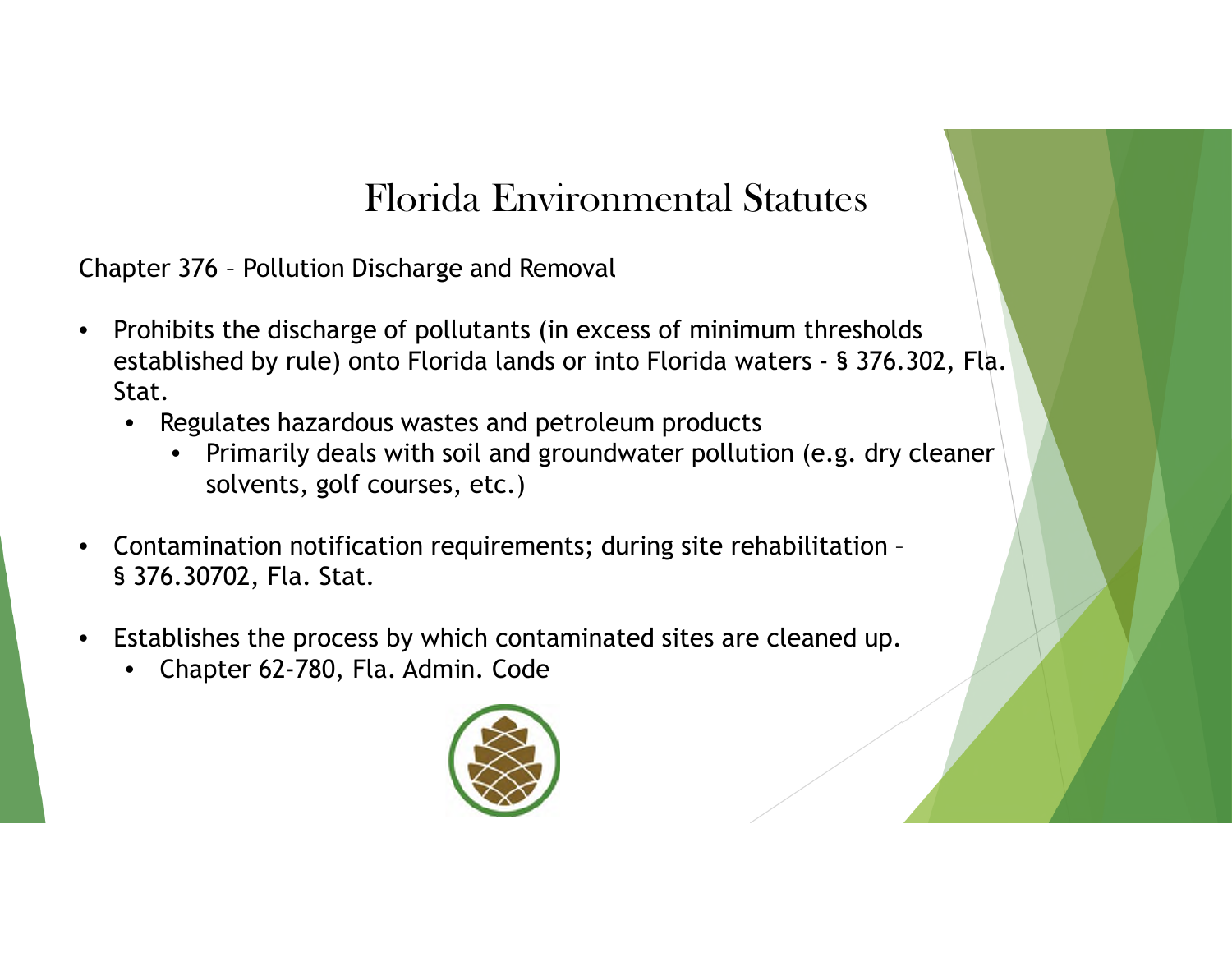# Florida Environmental Statutes

Chapter 376 – Pollution Discharge and Removal

- Prohibits the discharge of pollutants (in excess of minimum thresholds established by rule) onto Florida lands or into Florida waters - § 376.302, Fla. Stat.
  - Regulates hazardous wastes and petroleum products
    - Primarily deals with soil and groundwater pollution (e.g. dry cleaner solvents, golf courses, etc.)

- Contamination notification requirements; during site rehabilitation – § 376.30702, Fla. Stat.

- Establishes the process by which contaminated sites are cleaned up.
  - Chapter 62-780, Fla. Admin. Code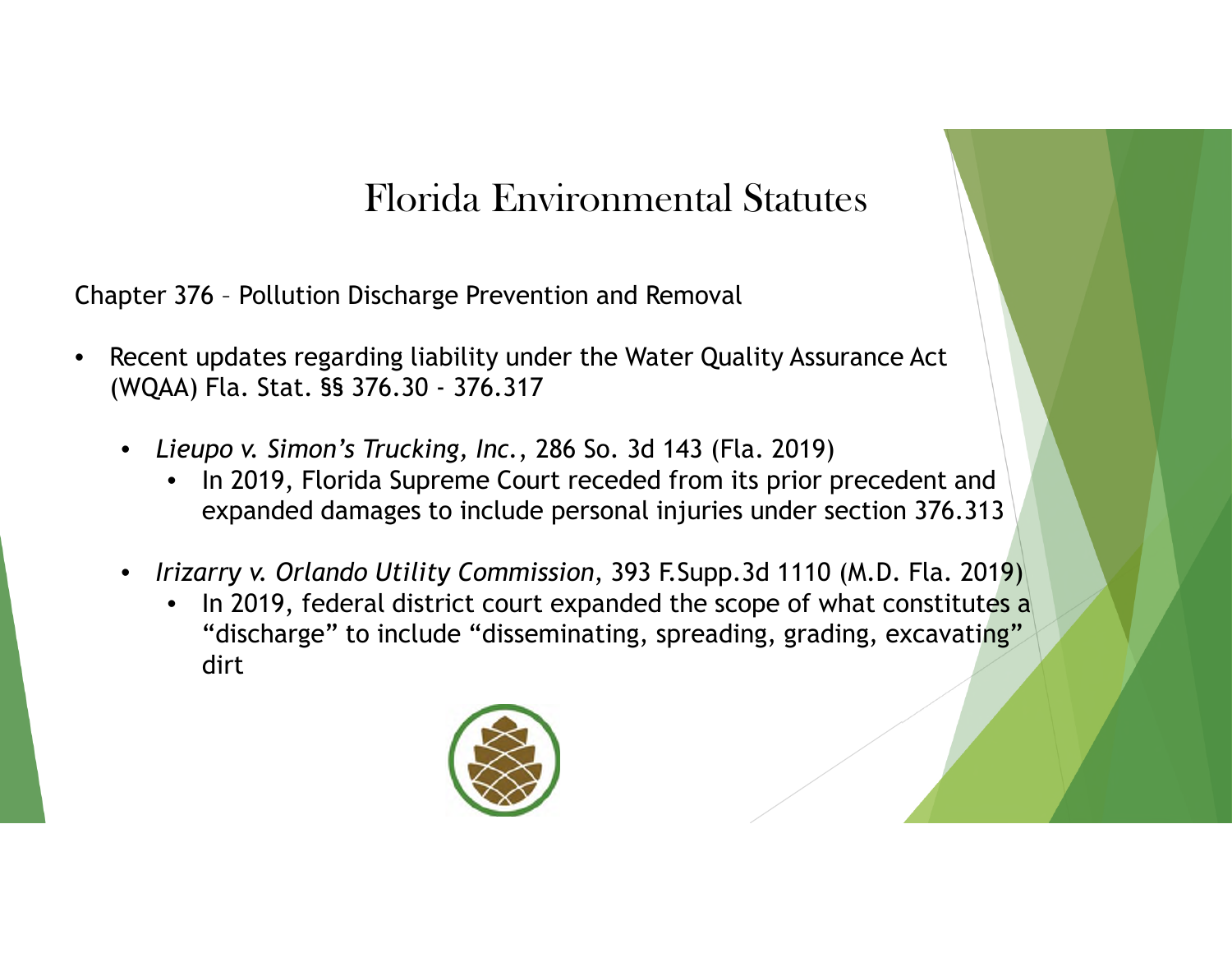# Florida Environmental Statutes

Chapter 376 – Pollution Discharge Prevention and Removal

- Recent updates regarding liability under the Water Quality Assurance Act (WQAA) Fla. Stat. §§ 376.30 - 376.317
  - *Lieupo v. Simon's Trucking, Inc.*, 286 So. 3d 143 (Fla. 2019)
    - In 2019, Florida Supreme Court receded from its prior precedent and expanded damages to include personal injuries under section 376.313
  - *Irizarry v. Orlando Utility Commission*, 393 F.Supp.3d 1110 (M.D. Fla. 2019)
    - In 2019, federal district court expanded the scope of what constitutes a "discharge" to include "disseminating, spreading, grading, excavating" dirt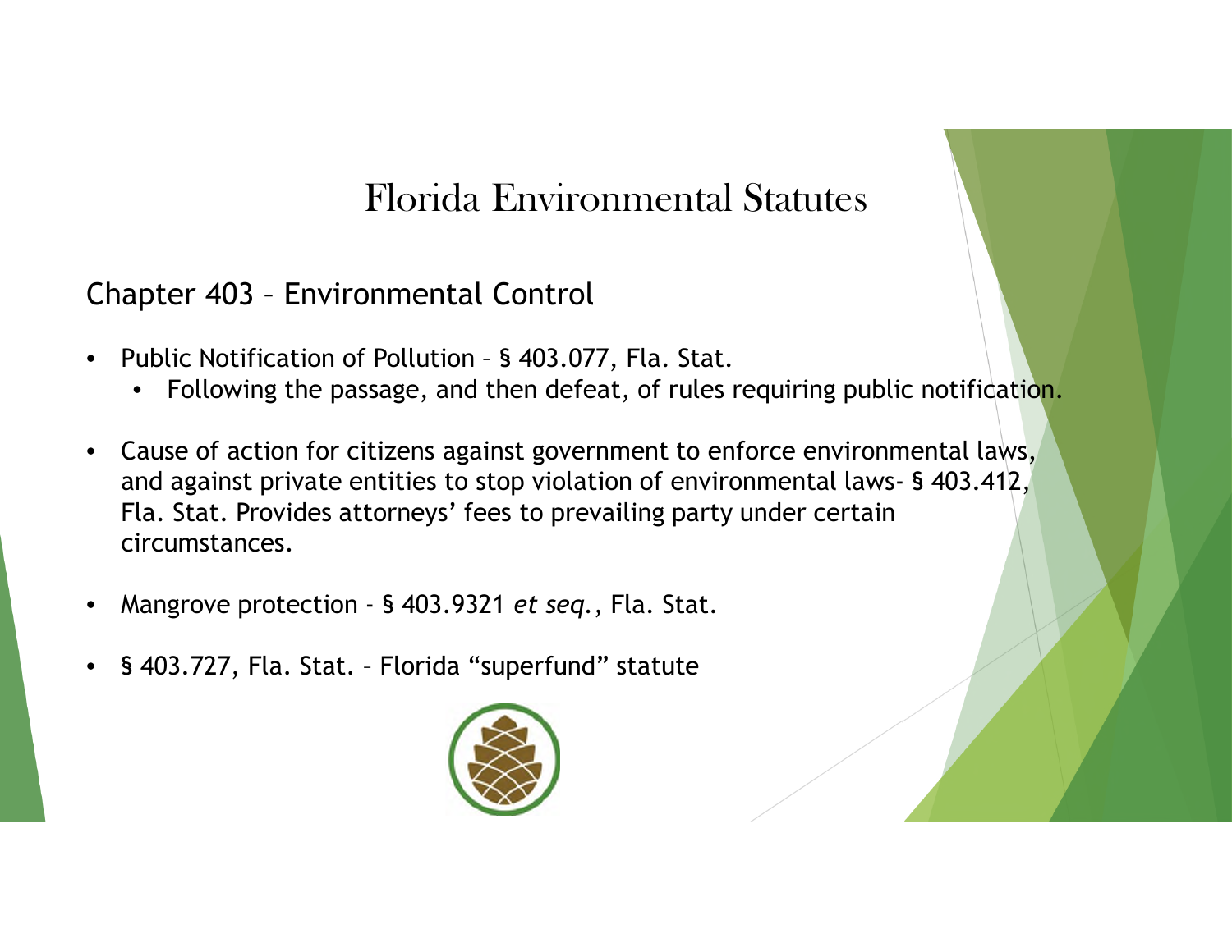# Florida Environmental Statutes

## Chapter 403 – Environmental Control

- Public Notification of Pollution – § 403.077, Fla. Stat.
  - Following the passage, and then defeat, of rules requiring public notification.
- Cause of action for citizens against government to enforce environmental laws, and against private entities to stop violation of environmental laws- § 403.412, Fla. Stat. Provides attorneys' fees to prevailing party under certain circumstances.
- Mangrove protection - § 403.9321 *et seq.*, Fla. Stat.
- § 403.727, Fla. Stat. – Florida "superfund" statute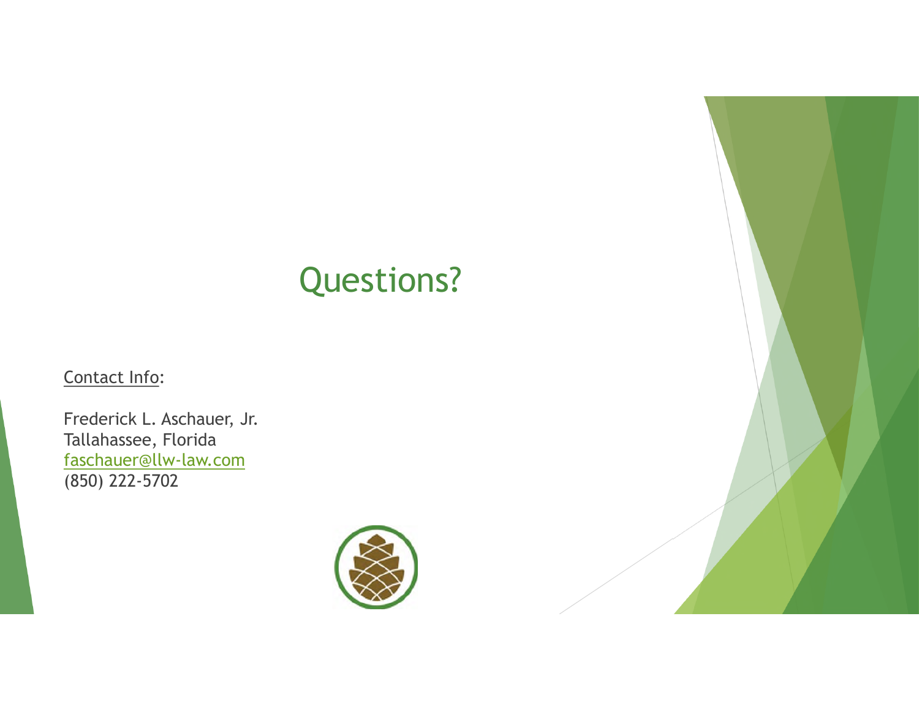# Questions?

Contact Info:

Frederick L. Aschauer, Jr.
Tallahassee, Florida
faschauer@llw-law.com
(850) 222-5702